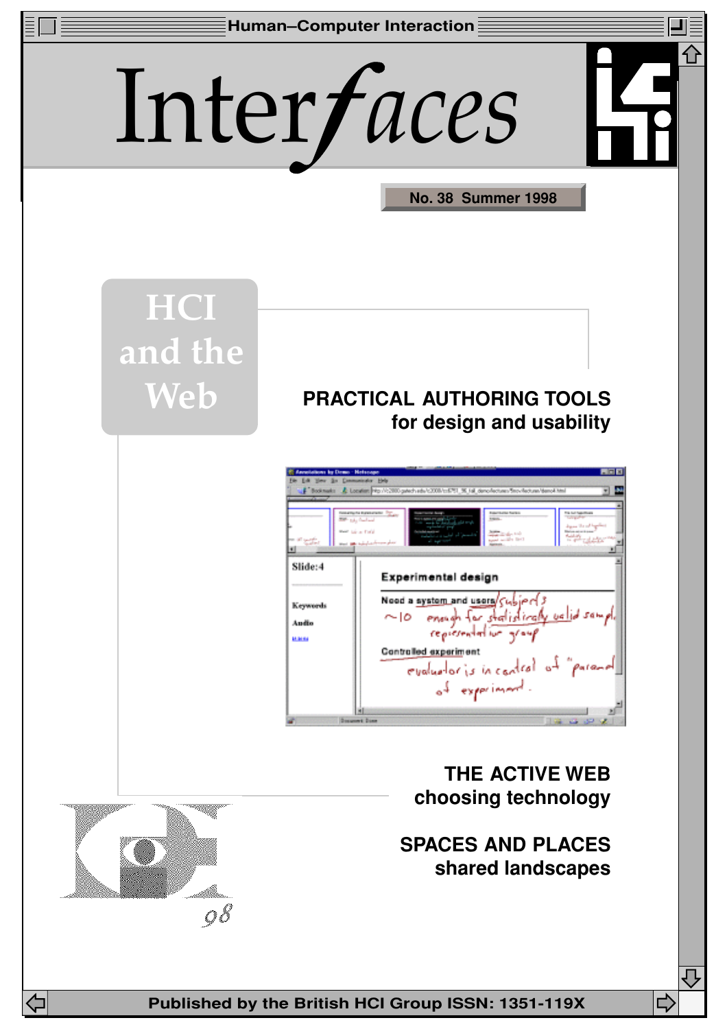Human–Computer Interaction

# Interfaces

No. 38 Summer 1998

## HCI and the Web

**PRACTICAL AUTHORING TOOLS**
**for design and usability**

**THE ACTIVE WEB**
**choosing technology**

**SPACES AND PLACES**
**shared landscapes**

Published by the British HCI Group ISSN: 1351-119X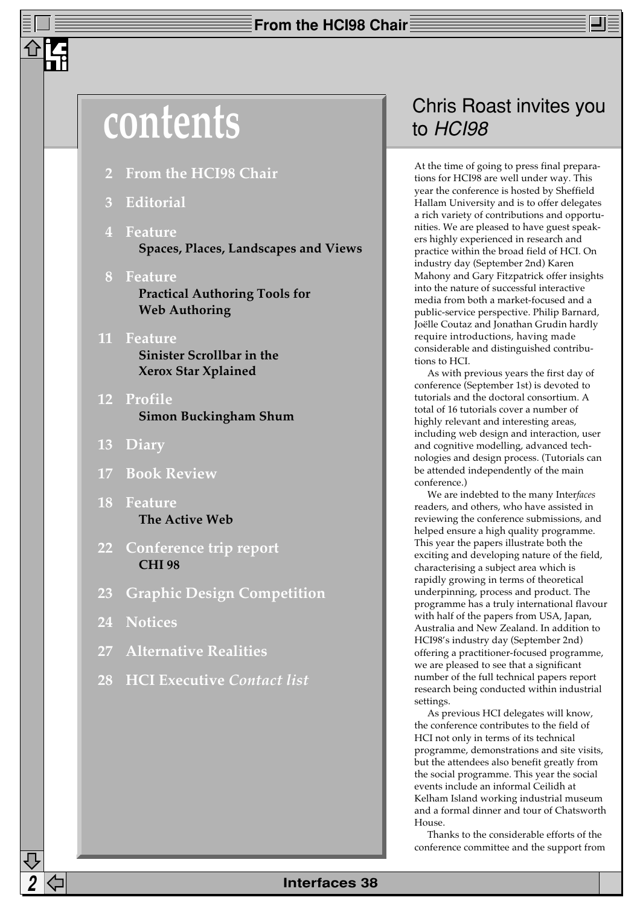# contents

- 2 From the HCI98 Chair
- 3 Editorial
- 4 Feature
  **Spaces, Places, Landscapes and Views**
- 8 Feature
  **Practical Authoring Tools for Web Authoring**
- 11 Feature
  **Sinister Scrollbar in the Xerox Star Xplained**
- 12 Profile
  **Simon Buckingham Shum**
- 13 Diary
- 17 Book Review
- 18 Feature
  **The Active Web**
- 22 Conference trip report
  **CHI 98**
- 23 Graphic Design Competition
- 24 Notices
- 27 Alternative Realities
- 28 HCI Executive *Contact list*

## Chris Roast invites you to *HCI98*

At the time of going to press final preparations for HCI98 are well under way. This year the conference is hosted by Sheffield Hallam University and is to offer delegates a rich variety of contributions and opportunities. We are pleased to have guest speakers highly experienced in research and practice within the broad field of HCI. On industry day (September 2nd) Karen Mahony and Gary Fitzpatrick offer insights into the nature of successful interactive media from both a market-focused and a public-service perspective. Philip Barnard, Joëlle Coutaz and Jonathan Grudin hardly require introductions, having made considerable and distinguished contributions to HCI.

As with previous years the first day of conference (September 1st) is devoted to tutorials and the doctoral consortium. A total of 16 tutorials cover a number of highly relevant and interesting areas, including web design and interaction, user and cognitive modelling, advanced technologies and design process. (Tutorials can be attended independently of the main conference.)

We are indebted to the many Inter*faces* readers, and others, who have assisted in reviewing the conference submissions, and helped ensure a high quality programme. This year the papers illustrate both the exciting and developing nature of the field, characterising a subject area which is rapidly growing in terms of theoretical underpinning, process and product. The programme has a truly international flavour with half of the papers from USA, Japan, Australia and New Zealand. In addition to HCI98's industry day (September 2nd) offering a practitioner-focused programme, we are pleased to see that a significant number of the full technical papers report research being conducted within industrial settings.

As previous HCI delegates will know, the conference contributes to the field of HCI not only in terms of its technical programme, demonstrations and site visits, but the attendees also benefit greatly from the social programme. This year the social events include an informal Ceilidh at Kelham Island working industrial museum and a formal dinner and tour of Chatsworth House.

Thanks to the considerable efforts of the conference committee and the support from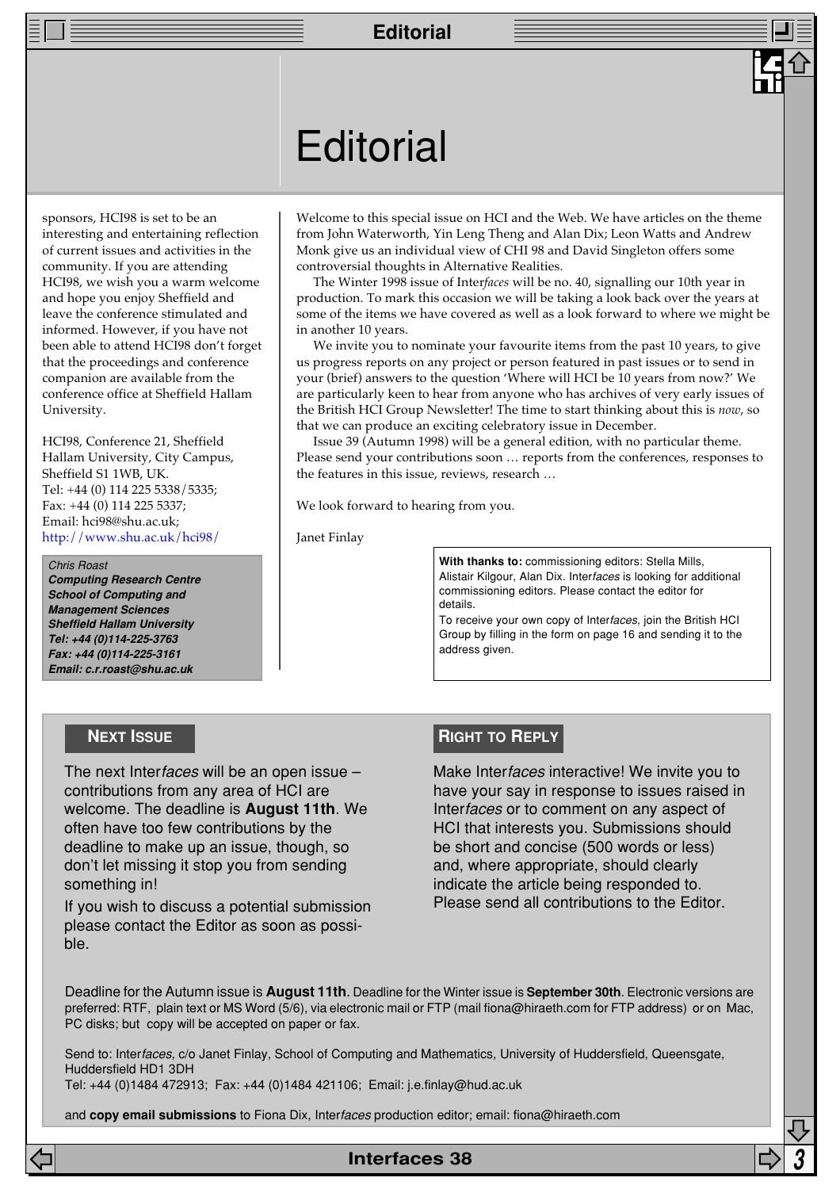sponsors, HCI98 is set to be an interesting and entertaining reflection of current issues and activities in the community. If you are attending HCI98, we wish you a warm welcome and hope you enjoy Sheffield and leave the conference stimulated and informed. However, if you have not been able to attend HCI98 don't forget that the proceedings and conference companion are available from the conference office at Sheffield Hallam University.

HCI98, Conference 21, Sheffield Hallam University, City Campus, Sheffield S1 1WB, UK.
Tel: +44 (0) 114 225 5338/5335;
Fax: +44 (0) 114 225 5337;
Email: hci98@shu.ac.uk;
http://www.shu.ac.uk/hci98/

*Chris Roast*
***Computing Research Centre***
***School of Computing and Management Sciences***
***Sheffield Hallam University***
***Tel: +44 (0)114-225-3763***
***Fax: +44 (0)114-225-3161***
***Email: c.r.roast@shu.ac.uk***

# Editorial

Welcome to this special issue on HCI and the Web. We have articles on the theme from John Waterworth, Yin Leng Theng and Alan Dix; Leon Watts and Andrew Monk give us an individual view of CHI 98 and David Singleton offers some controversial thoughts in Alternative Realities.

The Winter 1998 issue of Inter*faces* will be no. 40, signalling our 10th year in production. To mark this occasion we will be taking a look back over the years at some of the items we have covered as well as a look forward to where we might be in another 10 years.

We invite you to nominate your favourite items from the past 10 years, to give us progress reports on any project or person featured in past issues or to send in your (brief) answers to the question 'Where will HCI be 10 years from now?' We are particularly keen to hear from anyone who has archives of very early issues of the British HCI Group Newsletter! The time to start thinking about this is *now*, so that we can produce an exciting celebratory issue in December.

Issue 39 (Autumn 1998) will be a general edition, with no particular theme. Please send your contributions soon … reports from the conferences, responses to the features in this issue, reviews, research …

We look forward to hearing from you.

Janet Finlay

**With thanks to:** commissioning editors: Stella Mills, Alistair Kilgour, Alan Dix. Inter*faces* is looking for additional commissioning editors. Please contact the editor for details.
To receive your own copy of Inter*faces*, join the British HCI Group by filling in the form on page 16 and sending it to the address given.

## Next Issue

The next Inter*faces* will be an open issue – contributions from any area of HCI are welcome. The deadline is **August 11th**. We often have too few contributions by the deadline to make up an issue, though, so don't let missing it stop you from sending something in!

If you wish to discuss a potential submission please contact the Editor as soon as possible.

## Right to Reply

Make Inter*faces* interactive! We invite you to have your say in response to issues raised in Inter*faces* or to comment on any aspect of HCI that interests you. Submissions should be short and concise (500 words or less) and, where appropriate, should clearly indicate the article being responded to. Please send all contributions to the Editor.

Deadline for the Autumn issue is **August 11th**. Deadline for the Winter issue is **September 30th**. Electronic versions are preferred: RTF, plain text or MS Word (5/6), via electronic mail or FTP (mail fiona@hiraeth.com for FTP address) or on Mac, PC disks; but copy will be accepted on paper or fax.

Send to: Inter*faces*, c/o Janet Finlay, School of Computing and Mathematics, University of Huddersfield, Queensgate, Huddersfield HD1 3DH
Tel: +44 (0)1484 472913; Fax: +44 (0)1484 421106; Email: j.e.finlay@hud.ac.uk

and **copy email submissions** to Fiona Dix, Inter*faces* production editor; email: fiona@hiraeth.com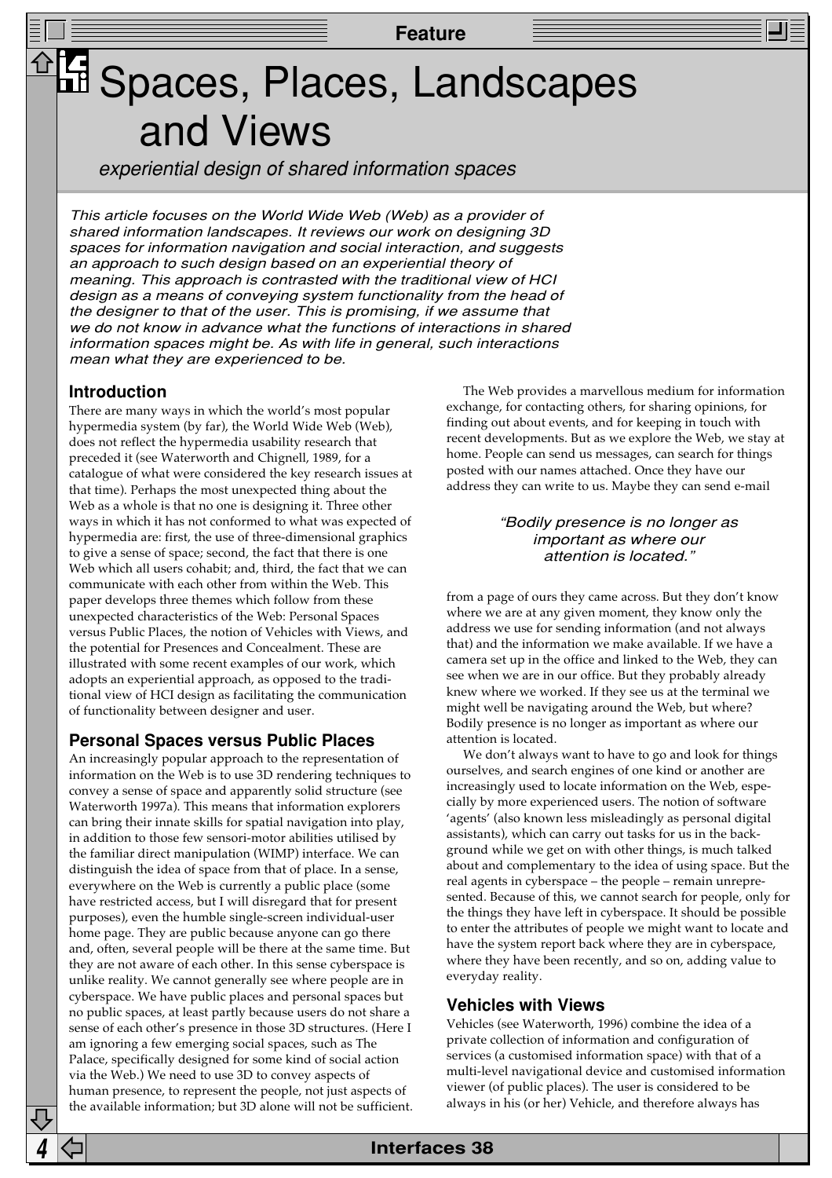# Spaces, Places, Landscapes and Views

*experiential design of shared information spaces*

*This article focuses on the World Wide Web (Web) as a provider of shared information landscapes. It reviews our work on designing 3D spaces for information navigation and social interaction, and suggests an approach to such design based on an experiential theory of meaning. This approach is contrasted with the traditional view of HCI design as a means of conveying system functionality from the head of the designer to that of the user. This is promising, if we assume that we do not know in advance what the functions of interactions in shared information spaces might be. As with life in general, such interactions mean what they are experienced to be.*

## Introduction

There are many ways in which the world's most popular hypermedia system (by far), the World Wide Web (Web), does not reflect the hypermedia usability research that preceded it (see Waterworth and Chignell, 1989, for a catalogue of what were considered the key research issues at that time). Perhaps the most unexpected thing about the Web as a whole is that no one is designing it. Three other ways in which it has not conformed to what was expected of hypermedia are: first, the use of three-dimensional graphics to give a sense of space; second, the fact that there is one Web which all users cohabit; and, third, the fact that we can communicate with each other from within the Web. This paper develops three themes which follow from these unexpected characteristics of the Web: Personal Spaces versus Public Places, the notion of Vehicles with Views, and the potential for Presences and Concealment. These are illustrated with some recent examples of our work, which adopts an experiential approach, as opposed to the traditional view of HCI design as facilitating the communication of functionality between designer and user.

## Personal Spaces versus Public Places

An increasingly popular approach to the representation of information on the Web is to use 3D rendering techniques to convey a sense of space and apparently solid structure (see Waterworth 1997a). This means that information explorers can bring their innate skills for spatial navigation into play, in addition to those few sensori-motor abilities utilised by the familiar direct manipulation (WIMP) interface. We can distinguish the idea of space from that of place. In a sense, everywhere on the Web is currently a public place (some have restricted access, but I will disregard that for present purposes), even the humble single-screen individual-user home page. They are public because anyone can go there and, often, several people will be there at the same time. But they are not aware of each other. In this sense cyberspace is unlike reality. We cannot generally see where people are in cyberspace. We have public places and personal spaces but no public spaces, at least partly because users do not share a sense of each other's presence in those 3D structures. (Here I am ignoring a few emerging social spaces, such as The Palace, specifically designed for some kind of social action via the Web.) We need to use 3D to convey aspects of human presence, to represent the people, not just aspects of the available information; but 3D alone will not be sufficient.

The Web provides a marvellous medium for information exchange, for contacting others, for sharing opinions, for finding out about events, and for keeping in touch with recent developments. But as we explore the Web, we stay at home. People can send us messages, can search for things posted with our names attached. Once they have our address they can write to us. Maybe they can send e-mail from a page of ours they came across. But they don't know where we are at any given moment, they know only the address we use for sending information (and not always that) and the information we make available. If we have a camera set up in the office and linked to the Web, they can see when we are in our office. But they probably already knew where we worked. If they see us at the terminal we might well be navigating around the Web, but where? Bodily presence is no longer as important as where our attention is located.

> *"Bodily presence is no longer as important as where our attention is located."*

We don't always want to have to go and look for things ourselves, and search engines of one kind or another are increasingly used to locate information on the Web, especially by more experienced users. The notion of software 'agents' (also known less misleadingly as personal digital assistants), which can carry out tasks for us in the background while we get on with other things, is much talked about and complementary to the idea of using space. But the real agents in cyberspace – the people – remain unrepresented. Because of this, we cannot search for people, only for the things they have left in cyberspace. It should be possible to enter the attributes of people we might want to locate and have the system report back where they are in cyberspace, where they have been recently, and so on, adding value to everyday reality.

## Vehicles with Views

Vehicles (see Waterworth, 1996) combine the idea of a private collection of information and configuration of services (a customised information space) with that of a multi-level navigational device and customised information viewer (of public places). The user is considered to be always in his (or her) Vehicle, and therefore always has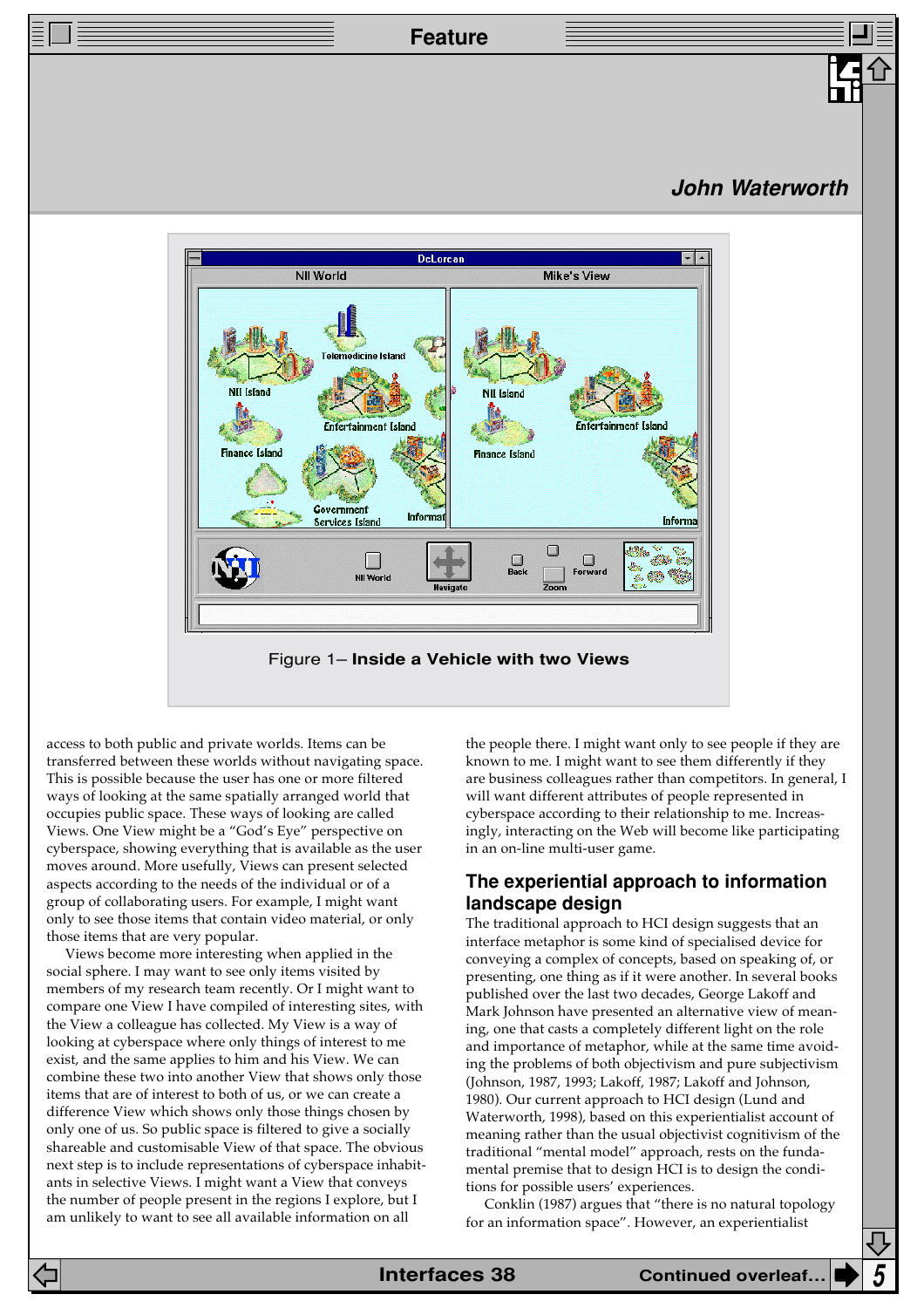John Waterworth

Figure 1– **Inside a Vehicle with two Views**

access to both public and private worlds. Items can be transferred between these worlds without navigating space. This is possible because the user has one or more filtered ways of looking at the same spatially arranged world that occupies public space. These ways of looking are called Views. One View might be a "God's Eye" perspective on cyberspace, showing everything that is available as the user moves around. More usefully, Views can present selected aspects according to the needs of the individual or of a group of collaborating users. For example, I might want only to see those items that contain video material, or only those items that are very popular.

Views become more interesting when applied in the social sphere. I may want to see only items visited by members of my research team recently. Or I might want to compare one View I have compiled of interesting sites, with the View a colleague has collected. My View is a way of looking at cyberspace where only things of interest to me exist, and the same applies to him and his View. We can combine these two into another View that shows only those items that are of interest to both of us, or we can create a difference View which shows only those things chosen by only one of us. So public space is filtered to give a socially shareable and customisable View of that space. The obvious next step is to include representations of cyberspace inhabitants in selective Views. I might want a View that conveys the number of people present in the regions I explore, but I am unlikely to want to see all available information on all the people there. I might want only to see people if they are known to me. I might want to see them differently if they are business colleagues rather than competitors. In general, I will want different attributes of people represented in cyberspace according to their relationship to me. Increasingly, interacting on the Web will become like participating in an on-line multi-user game.

## The experiential approach to information landscape design

The traditional approach to HCI design suggests that an interface metaphor is some kind of specialised device for conveying a complex of concepts, based on speaking of, or presenting, one thing as if it were another. In several books published over the last two decades, George Lakoff and Mark Johnson have presented an alternative view of meaning, one that casts a completely different light on the role and importance of metaphor, while at the same time avoiding the problems of both objectivism and pure subjectivism (Johnson, 1987, 1993; Lakoff, 1987; Lakoff and Johnson, 1980). Our current approach to HCI design (Lund and Waterworth, 1998), based on this experientialist account of meaning rather than the usual objectivist cognitivism of the traditional "mental model" approach, rests on the fundamental premise that to design HCI is to design the conditions for possible users' experiences.

Conklin (1987) argues that "there is no natural topology for an information space". However, an experientialist

Continued overleaf…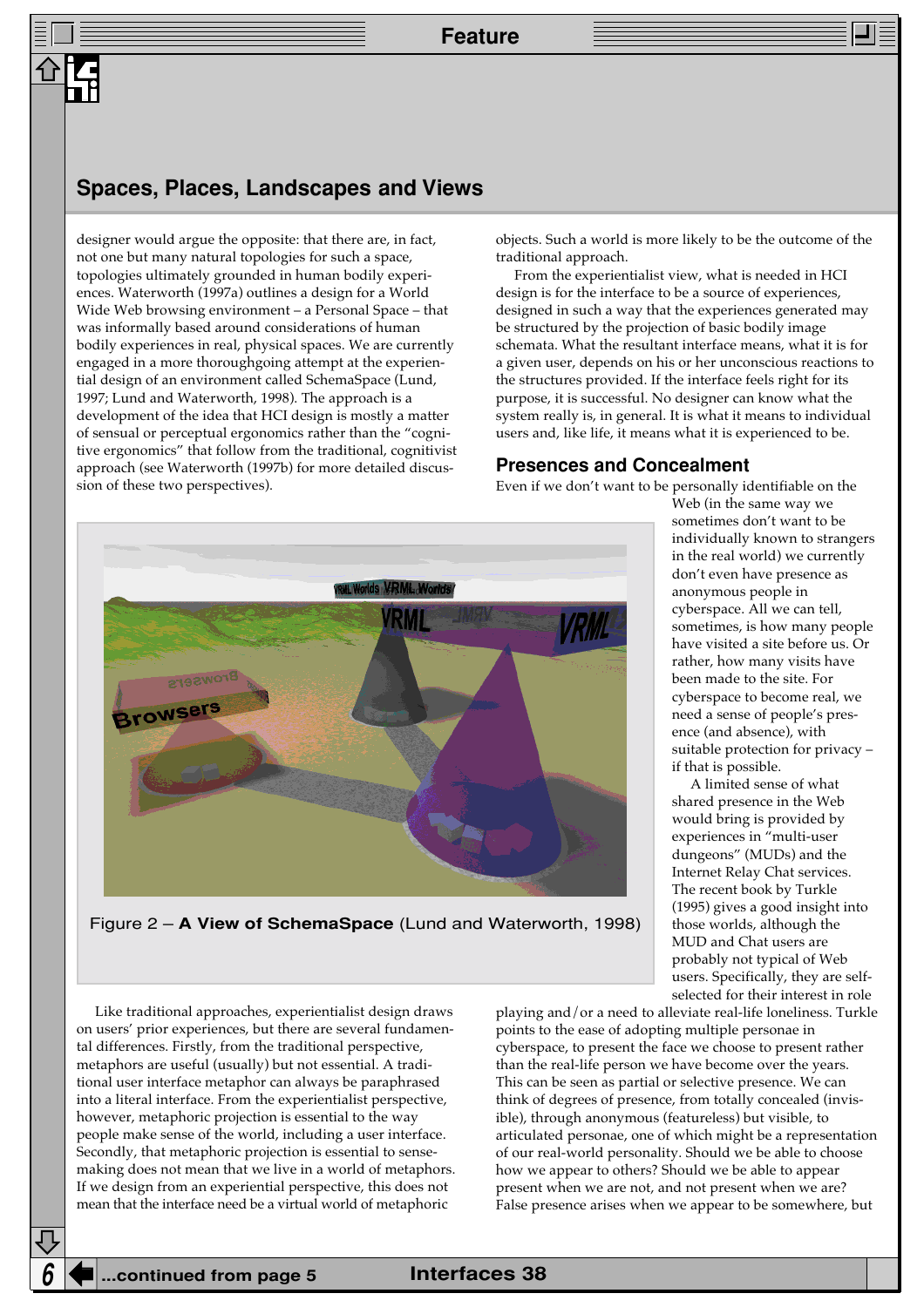## Spaces, Places, Landscapes and Views

designer would argue the opposite: that there are, in fact, not one but many natural topologies for such a space, topologies ultimately grounded in human bodily experiences. Waterworth (1997a) outlines a design for a World Wide Web browsing environment – a Personal Space – that was informally based around considerations of human bodily experiences in real, physical spaces. We are currently engaged in a more thoroughgoing attempt at the experiential design of an environment called SchemaSpace (Lund, 1997; Lund and Waterworth, 1998). The approach is a development of the idea that HCI design is mostly a matter of sensual or perceptual ergonomics rather than the "cognitive ergonomics" that follow from the traditional, cognitivist approach (see Waterworth (1997b) for more detailed discussion of these two perspectives).

Figure 2 – **A View of SchemaSpace** (Lund and Waterworth, 1998)

Like traditional approaches, experientialist design draws on users' prior experiences, but there are several fundamental differences. Firstly, from the traditional perspective, metaphors are useful (usually) but not essential. A traditional user interface metaphor can always be paraphrased into a literal interface. From the experientialist perspective, however, metaphoric projection is essential to the way people make sense of the world, including a user interface. Secondly, that metaphoric projection is essential to sense-making does not mean that we live in a world of metaphors. If we design from an experiential perspective, this does not mean that the interface need be a virtual world of metaphoric objects. Such a world is more likely to be the outcome of the traditional approach.

From the experientialist view, what is needed in HCI design is for the interface to be a source of experiences, designed in such a way that the experiences generated may be structured by the projection of basic bodily image schemata. What the resultant interface means, what it is for a given user, depends on his or her unconscious reactions to the structures provided. If the interface feels right for its purpose, it is successful. No designer can know what the system really is, in general. It is what it means to individual users and, like life, it means what it is experienced to be.

### Presences and Concealment

Even if we don't want to be personally identifiable on the Web (in the same way we sometimes don't want to be individually known to strangers in the real world) we currently don't even have presence as anonymous people in cyberspace. All we can tell, sometimes, is how many people have visited a site before us. Or rather, how many visits have been made to the site. For cyberspace to become real, we need a sense of people's presence (and absence), with suitable protection for privacy – if that is possible.

A limited sense of what shared presence in the Web would bring is provided by experiences in "multi-user dungeons" (MUDs) and the Internet Relay Chat services. The recent book by Turkle (1995) gives a good insight into those worlds, although the MUD and Chat users are probably not typical of Web users. Specifically, they are self-selected for their interest in role playing and/or a need to alleviate real-life loneliness. Turkle points to the ease of adopting multiple personae in cyberspace, to present the face we choose to present rather than the real-life person we have become over the years. This can be seen as partial or selective presence. We can think of degrees of presence, from totally concealed (invisible), through anonymous (featureless) but visible, to articulated personae, one of which might be a representation of our real-world personality. Should we be able to choose how we appear to others? Should we be able to appear present when we are not, and not present when we are? False presence arises when we appear to be somewhere, but

...continued from page 5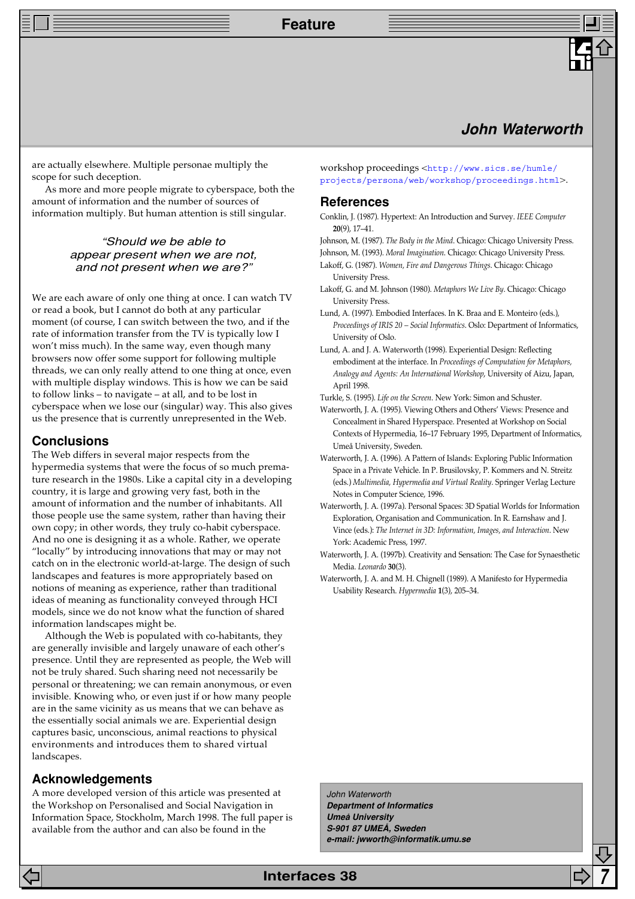are actually elsewhere. Multiple personae multiply the scope for such deception.

As more and more people migrate to cyberspace, both the amount of information and the number of sources of information multiply. But human attention is still singular.

> *"Should we be able to appear present when we are not, and not present when we are?"*

We are each aware of only one thing at once. I can watch TV or read a book, but I cannot do both at any particular moment (of course, I can switch between the two, and if the rate of information transfer from the TV is typically low I won't miss much). In the same way, even though many browsers now offer some support for following multiple threads, we can only really attend to one thing at once, even with multiple display windows. This is how we can be said to follow links – to navigate – at all, and to be lost in cyberspace when we lose our (singular) way. This also gives us the presence that is currently unrepresented in the Web.

## Conclusions

The Web differs in several major respects from the hypermedia systems that were the focus of so much premature research in the 1980s. Like a capital city in a developing country, it is large and growing very fast, both in the amount of information and the number of inhabitants. All those people use the same system, rather than having their own copy; in other words, they truly co-habit cyberspace. And no one is designing it as a whole. Rather, we operate "locally" by introducing innovations that may or may not catch on in the electronic world-at-large. The design of such landscapes and features is more appropriately based on notions of meaning as experience, rather than traditional ideas of meaning as functionality conveyed through HCI models, since we do not know what the function of shared information landscapes might be.

Although the Web is populated with co-habitants, they are generally invisible and largely unaware of each other's presence. Until they are represented as people, the Web will not be truly shared. Such sharing need not necessarily be personal or threatening; we can remain anonymous, or even invisible. Knowing who, or even just if or how many people are in the same vicinity as us means that we can behave as the essentially social animals we are. Experiential design captures basic, unconscious, animal reactions to physical environments and introduces them to shared virtual landscapes.

## Acknowledgements

A more developed version of this article was presented at the Workshop on Personalised and Social Navigation in Information Space, Stockholm, March 1998. The full paper is available from the author and can also be found in the workshop proceedings <http://www.sics.se/humle/projects/persona/web/workshop/proceedings.html>.

## References

Conklin, J. (1987). Hypertext: An Introduction and Survey. *IEEE Computer* **20**(9), 17–41.

Johnson, M. (1987). *The Body in the Mind*. Chicago: Chicago University Press.

Johnson, M. (1993). *Moral Imagination*. Chicago: Chicago University Press.

Lakoff, G. (1987). *Women, Fire and Dangerous Things*. Chicago: Chicago University Press.

Lakoff, G. and M. Johnson (1980). *Metaphors We Live By*. Chicago: Chicago University Press.

Lund, A. (1997). Embodied Interfaces. In K. Braa and E. Monteiro (eds.), *Proceedings of IRIS 20 – Social Informatics*. Oslo: Department of Informatics, University of Oslo.

Lund, A. and J. A. Waterworth (1998). Experiential Design: Reflecting embodiment at the interface. In *Proceedings of Computation for Metaphors, Analogy and Agents: An International Workshop*, University of Aizu, Japan, April 1998.

Turkle, S. (1995). *Life on the Screen*. New York: Simon and Schuster.

Waterworth, J. A. (1995). Viewing Others and Others' Views: Presence and Concealment in Shared Hyperspace. Presented at Workshop on Social Contexts of Hypermedia, 16–17 February 1995, Department of Informatics, Umeå University, Sweden.

Waterworth, J. A. (1996). A Pattern of Islands: Exploring Public Information Space in a Private Vehicle. In P. Brusilovsky, P. Kommers and N. Streitz (eds.) *Multimedia, Hypermedia and Virtual Reality*. Springer Verlag Lecture Notes in Computer Science, 1996.

Waterworth, J. A. (1997a). Personal Spaces: 3D Spatial Worlds for Information Exploration, Organisation and Communication. In R. Earnshaw and J. Vince (eds.): *The Internet in 3D: Information, Images, and Interaction*. New York: Academic Press, 1997.

Waterworth, J. A. (1997b). Creativity and Sensation: The Case for Synaesthetic Media. *Leonardo* **30**(3).

Waterworth, J. A. and M. H. Chignell (1989). A Manifesto for Hypermedia Usability Research. *Hypermedia* **1**(3), 205–34.

*John Waterworth*
***Department of Informatics***
***Umeå University***
***S-901 87 UMEÅ, Sweden***
***e-mail: jwworth@informatik.umu.se***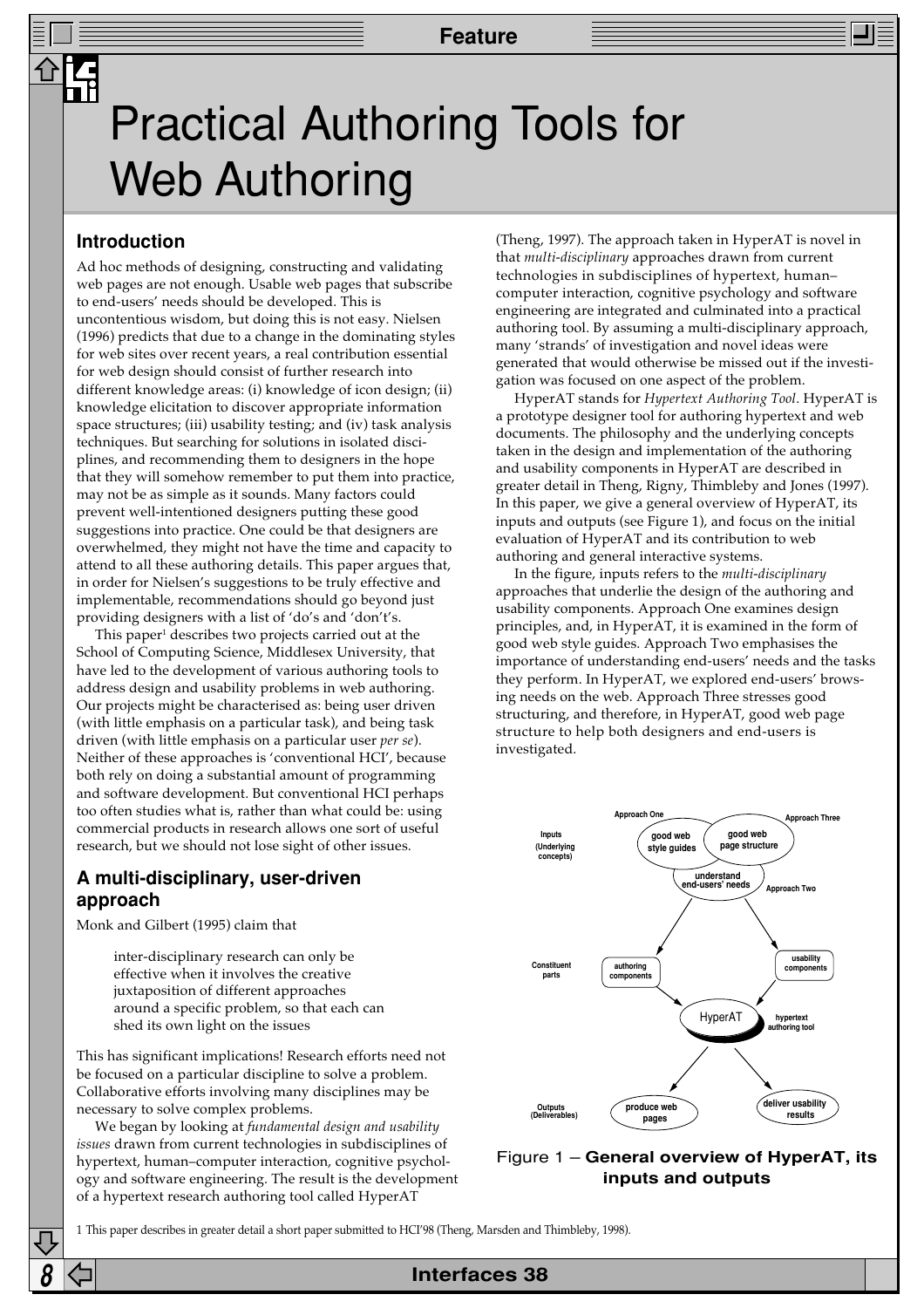# Practical Authoring Tools for Web Authoring

## Introduction

Ad hoc methods of designing, constructing and validating web pages are not enough. Usable web pages that subscribe to end-users' needs should be developed. This is uncontentious wisdom, but doing this is not easy. Nielsen (1996) predicts that due to a change in the dominating styles for web sites over recent years, a real contribution essential for web design should consist of further research into different knowledge areas: (i) knowledge of icon design; (ii) knowledge elicitation to discover appropriate information space structures; (iii) usability testing; and (iv) task analysis techniques. But searching for solutions in isolated disciplines, and recommending them to designers in the hope that they will somehow remember to put them into practice, may not be as simple as it sounds. Many factors could prevent well-intentioned designers putting these good suggestions into practice. One could be that designers are overwhelmed, they might not have the time and capacity to attend to all these authoring details. This paper argues that, in order for Nielsen's suggestions to be truly effective and implementable, recommendations should go beyond just providing designers with a list of 'do's and 'don't's.

This paper[1] describes two projects carried out at the School of Computing Science, Middlesex University, that have led to the development of various authoring tools to address design and usability problems in web authoring. Our projects might be characterised as: being user driven (with little emphasis on a particular task), and being task driven (with little emphasis on a particular user *per se*). Neither of these approaches is 'conventional HCI', because both rely on doing a substantial amount of programming and software development. But conventional HCI perhaps too often studies what is, rather than what could be: using commercial products in research allows one sort of useful research, but we should not lose sight of other issues.

## A multi-disciplinary, user-driven approach

Monk and Gilbert (1995) claim that

> inter-disciplinary research can only be effective when it involves the creative juxtaposition of different approaches around a specific problem, so that each can shed its own light on the issues

This has significant implications! Research efforts need not be focused on a particular discipline to solve a problem. Collaborative efforts involving many disciplines may be necessary to solve complex problems.

We began by looking at *fundamental design and usability issues* drawn from current technologies in subdisciplines of hypertext, human–computer interaction, cognitive psychology and software engineering. The result is the development of a hypertext research authoring tool called HyperAT (Theng, 1997). The approach taken in HyperAT is novel in that *multi-disciplinary* approaches drawn from current technologies in subdisciplines of hypertext, human–computer interaction, cognitive psychology and software engineering are integrated and culminated into a practical authoring tool. By assuming a multi-disciplinary approach, many 'strands' of investigation and novel ideas were generated that would otherwise be missed out if the investigation was focused on one aspect of the problem.

HyperAT stands for *Hypertext Authoring Tool*. HyperAT is a prototype designer tool for authoring hypertext and web documents. The philosophy and the underlying concepts taken in the design and implementation of the authoring and usability components in HyperAT are described in greater detail in Theng, Rigny, Thimbleby and Jones (1997). In this paper, we give a general overview of HyperAT, its inputs and outputs (see Figure 1), and focus on the initial evaluation of HyperAT and its contribution to web authoring and general interactive systems.

In the figure, inputs refers to the *multi-disciplinary* approaches that underlie the design of the authoring and usability components. Approach One examines design principles, and, in HyperAT, it is examined in the form of good web style guides. Approach Two emphasises the importance of understanding end-users' needs and the tasks they perform. In HyperAT, we explored end-users' browsing needs on the web. Approach Three stresses good structuring, and therefore, in HyperAT, good web page structure to help both designers and end-users is investigated.

Approach One — good web style guides; Approach Three — good web page structure; Approach Two — understand end-users' needs

Inputs (Underlying concepts)

Constituent parts: authoring components; usability components → HyperAT (hypertext authoring tool)

Outputs (Deliverables): produce web pages; deliver usability results

Figure 1 – **General overview of HyperAT, its inputs and outputs**

1 This paper describes in greater detail a short paper submitted to HCI'98 (Theng, Marsden and Thimbleby, 1998).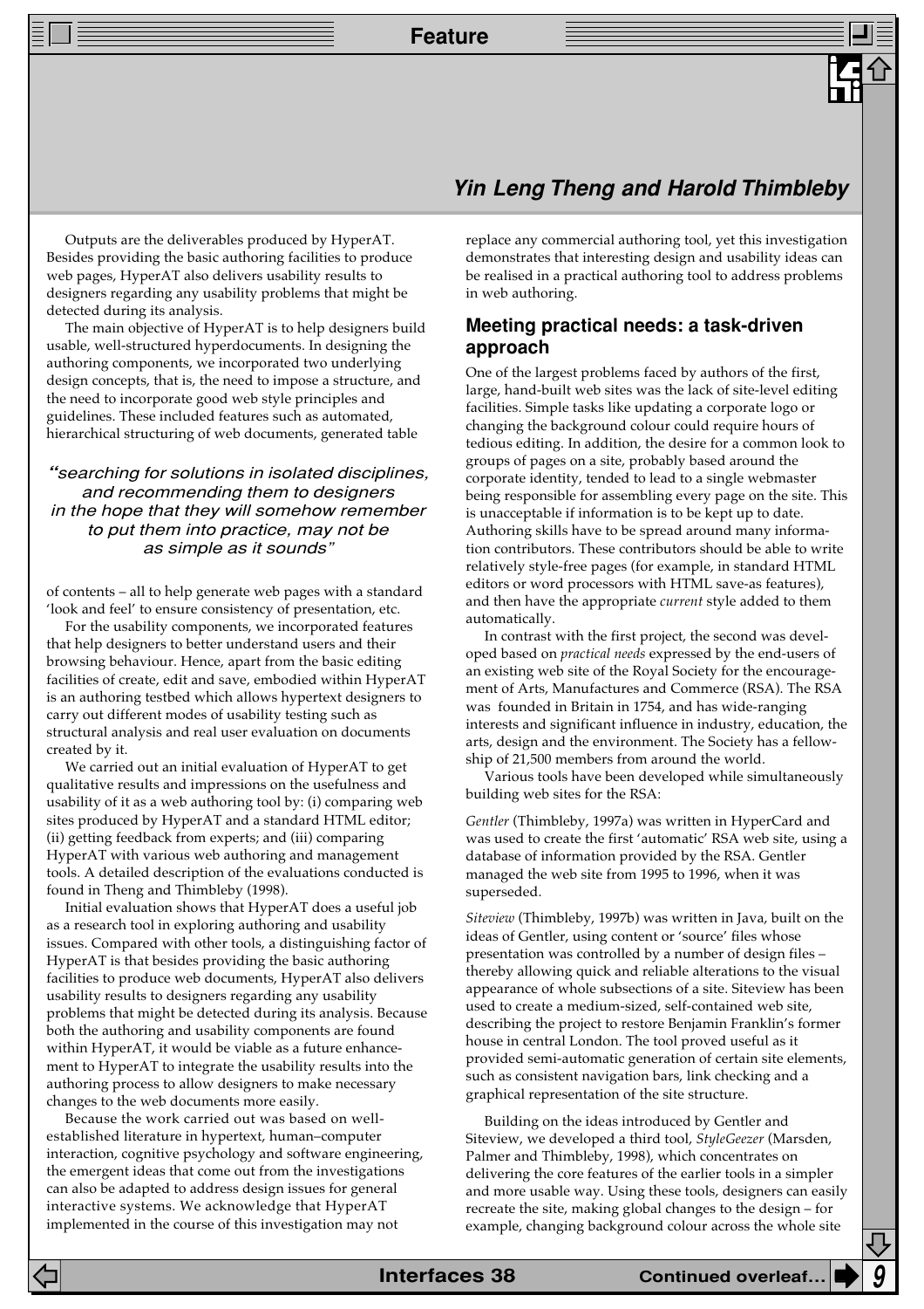**Yin Leng Theng and Harold Thimbleby**

Outputs are the deliverables produced by HyperAT. Besides providing the basic authoring facilities to produce web pages, HyperAT also delivers usability results to designers regarding any usability problems that might be detected during its analysis.

The main objective of HyperAT is to help designers build usable, well-structured hyperdocuments. In designing the authoring components, we incorporated two underlying design concepts, that is, the need to impose a structure, and the need to incorporate good web style principles and guidelines. These included features such as automated, hierarchical structuring of web documents, generated table of contents – all to help generate web pages with a standard 'look and feel' to ensure consistency of presentation, etc.

> *"searching for solutions in isolated disciplines, and recommending them to designers in the hope that they will somehow remember to put them into practice, may not be as simple as it sounds"*

For the usability components, we incorporated features that help designers to better understand users and their browsing behaviour. Hence, apart from the basic editing facilities of create, edit and save, embodied within HyperAT is an authoring testbed which allows hypertext designers to carry out different modes of usability testing such as structural analysis and real user evaluation on documents created by it.

We carried out an initial evaluation of HyperAT to get qualitative results and impressions on the usefulness and usability of it as a web authoring tool by: (i) comparing web sites produced by HyperAT and a standard HTML editor; (ii) getting feedback from experts; and (iii) comparing HyperAT with various web authoring and management tools. A detailed description of the evaluations conducted is found in Theng and Thimbleby (1998).

Initial evaluation shows that HyperAT does a useful job as a research tool in exploring authoring and usability issues. Compared with other tools, a distinguishing factor of HyperAT is that besides providing the basic authoring facilities to produce web documents, HyperAT also delivers usability results to designers regarding any usability problems that might be detected during its analysis. Because both the authoring and usability components are found within HyperAT, it would be viable as a future enhancement to HyperAT to integrate the usability results into the authoring process to allow designers to make necessary changes to the web documents more easily.

Because the work carried out was based on well-established literature in hypertext, human–computer interaction, cognitive psychology and software engineering, the emergent ideas that come out from the investigations can also be adapted to address design issues for general interactive systems. We acknowledge that HyperAT implemented in the course of this investigation may not replace any commercial authoring tool, yet this investigation demonstrates that interesting design and usability ideas can be realised in a practical authoring tool to address problems in web authoring.

## Meeting practical needs: a task-driven approach

One of the largest problems faced by authors of the first, large, hand-built web sites was the lack of site-level editing facilities. Simple tasks like updating a corporate logo or changing the background colour could require hours of tedious editing. In addition, the desire for a common look to groups of pages on a site, probably based around the corporate identity, tended to lead to a single webmaster being responsible for assembling every page on the site. This is unacceptable if information is to be kept up to date. Authoring skills have to be spread around many information contributors. These contributors should be able to write relatively style-free pages (for example, in standard HTML editors or word processors with HTML save-as features), and then have the appropriate *current* style added to them automatically.

In contrast with the first project, the second was developed based on *practical needs* expressed by the end-users of an existing web site of the Royal Society for the encouragement of Arts, Manufactures and Commerce (RSA). The RSA was founded in Britain in 1754, and has wide-ranging interests and significant influence in industry, education, the arts, design and the environment. The Society has a fellowship of 21,500 members from around the world.

Various tools have been developed while simultaneously building web sites for the RSA:

*Gentler* (Thimbleby, 1997a) was written in HyperCard and was used to create the first 'automatic' RSA web site, using a database of information provided by the RSA. Gentler managed the web site from 1995 to 1996, when it was superseded.

*Siteview* (Thimbleby, 1997b) was written in Java, built on the ideas of Gentler, using content or 'source' files whose presentation was controlled by a number of design files – thereby allowing quick and reliable alterations to the visual appearance of whole subsections of a site. Siteview has been used to create a medium-sized, self-contained web site, describing the project to restore Benjamin Franklin's former house in central London. The tool proved useful as it provided semi-automatic generation of certain site elements, such as consistent navigation bars, link checking and a graphical representation of the site structure.

Building on the ideas introduced by Gentler and Siteview, we developed a third tool, *StyleGeezer* (Marsden, Palmer and Thimbleby, 1998), which concentrates on delivering the core features of the earlier tools in a simpler and more usable way. Using these tools, designers can easily recreate the site, making global changes to the design – for example, changing background colour across the whole site

Continued overleaf…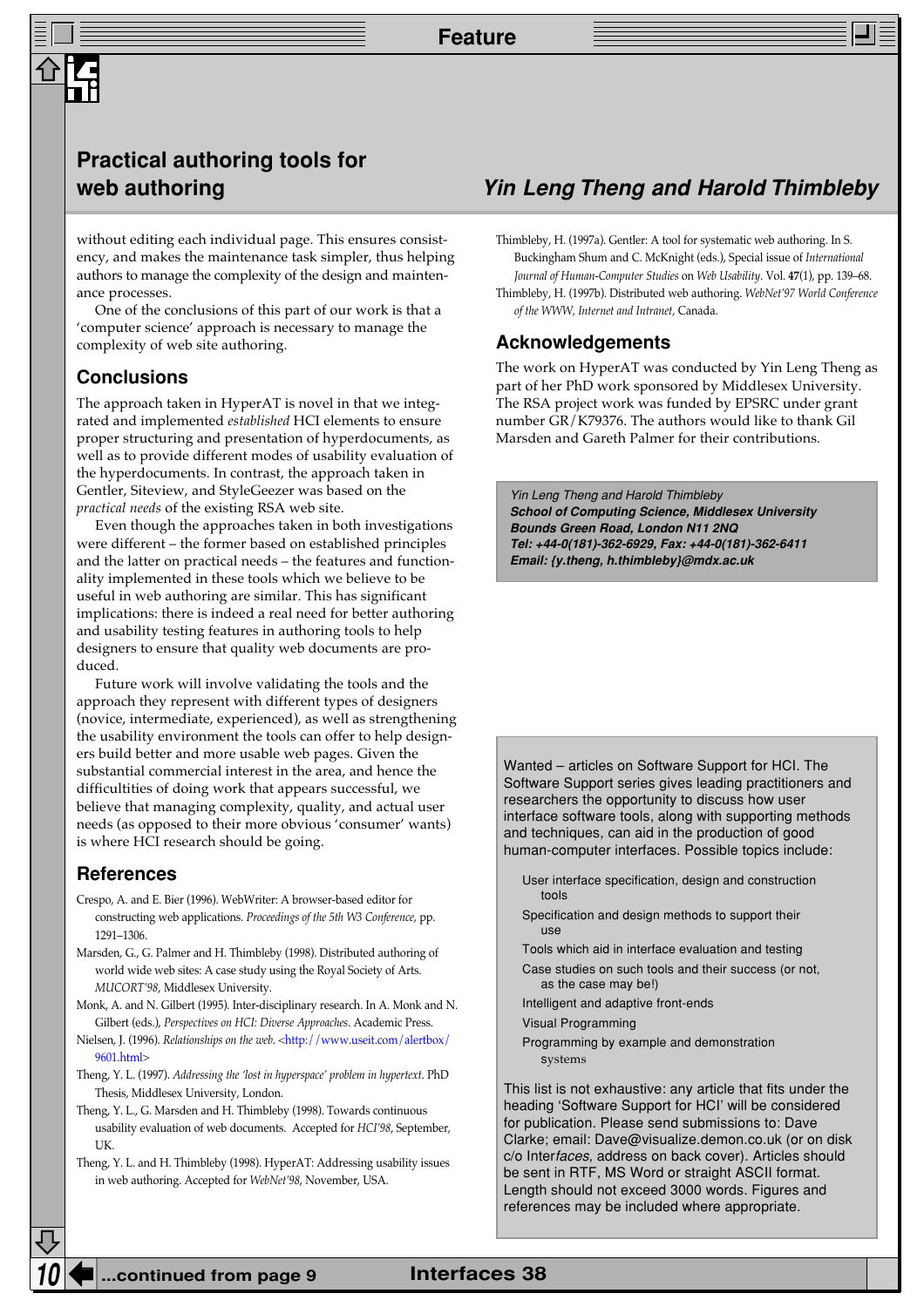## Practical authoring tools for web authoring

### Yin Leng Theng and Harold Thimbleby

without editing each individual page. This ensures consistency, and makes the maintenance task simpler, thus helping authors to manage the complexity of the design and maintenance processes.

One of the conclusions of this part of our work is that a 'computer science' approach is necessary to manage the complexity of web site authoring.

## Conclusions

The approach taken in HyperAT is novel in that we integrated and implemented *established* HCI elements to ensure proper structuring and presentation of hyperdocuments, as well as to provide different modes of usability evaluation of the hyperdocuments. In contrast, the approach taken in Gentler, Siteview, and StyleGeezer was based on the *practical needs* of the existing RSA web site.

Even though the approaches taken in both investigations were different – the former based on established principles and the latter on practical needs – the features and functionality implemented in these tools which we believe to be useful in web authoring are similar. This has significant implications: there is indeed a real need for better authoring and usability testing features in authoring tools to help designers to ensure that quality web documents are produced.

Future work will involve validating the tools and the approach they represent with different types of designers (novice, intermediate, experienced), as well as strengthening the usability environment the tools can offer to help designers build better and more usable web pages. Given the substantial commercial interest in the area, and hence the difficultities of doing work that appears successful, we believe that managing complexity, quality, and actual user needs (as opposed to their more obvious 'consumer' wants) is where HCI research should be going.

## References

Crespo, A. and E. Bier (1996). WebWriter: A browser-based editor for constructing web applications. *Proceedings of the 5th W3 Conference*, pp. 1291–1306.

Marsden, G., G. Palmer and H. Thimbleby (1998). Distributed authoring of world wide web sites: A case study using the Royal Society of Arts. *MUCORT'98*, Middlesex University.

Monk, A. and N. Gilbert (1995). Inter-disciplinary research. In A. Monk and N. Gilbert (eds.), *Perspectives on HCI: Diverse Approaches*. Academic Press.

Nielsen, J. (1996). *Relationships on the web*. <http://www.useit.com/alertbox/9601.html>

Theng, Y. L. (1997). *Addressing the 'lost in hyperspace' problem in hypertext*. PhD Thesis, Middlesex University, London.

Theng, Y. L., G. Marsden and H. Thimbleby (1998). Towards continuous usability evaluation of web documents. Accepted for *HCI'98*, September, UK.

Theng, Y. L. and H. Thimbleby (1998). HyperAT: Addressing usability issues in web authoring. Accepted for *WebNet'98*, November, USA.

Thimbleby, H. (1997a). Gentler: A tool for systematic web authoring. In S. Buckingham Shum and C. McKnight (eds.), Special issue of *International Journal of Human-Computer Studies* on *Web Usability*. Vol. **47**(1), pp. 139–68.

Thimbleby, H. (1997b). Distributed web authoring. *WebNet'97 World Conference of the WWW, Internet and Intranet*, Canada.

## Acknowledgements

The work on HyperAT was conducted by Yin Leng Theng as part of her PhD work sponsored by Middlesex University. The RSA project work was funded by EPSRC under grant number GR/K79376. The authors would like to thank Gil Marsden and Gareth Palmer for their contributions.

*Yin Leng Theng and Harold Thimbleby*
**School of Computing Science, Middlesex University**
**Bounds Green Road, London N11 2NQ**
**Tel: +44-0(181)-362-6929, Fax: +44-0(181)-362-6411**
**Email: {y.theng, h.thimbleby}@mdx.ac.uk**

---

Wanted – articles on Software Support for HCI. The Software Support series gives leading practitioners and researchers the opportunity to discuss how user interface software tools, along with supporting methods and techniques, can aid in the production of good human-computer interfaces. Possible topics include:

- User interface specification, design and construction tools
- Specification and design methods to support their use
- Tools which aid in interface evaluation and testing
- Case studies on such tools and their success (or not, as the case may be!)
- Intelligent and adaptive front-ends
- Visual Programming
- Programming by example and demonstration systems

This list is not exhaustive: any article that fits under the heading 'Software Support for HCI' will be considered for publication. Please send submissions to: Dave Clarke; email: Dave@visualize.demon.co.uk (or on disk c/o Inter*faces*, address on back cover). Articles should be sent in RTF, MS Word or straight ASCII format. Length should not exceed 3000 words. Figures and references may be included where appropriate.

...continued from page 9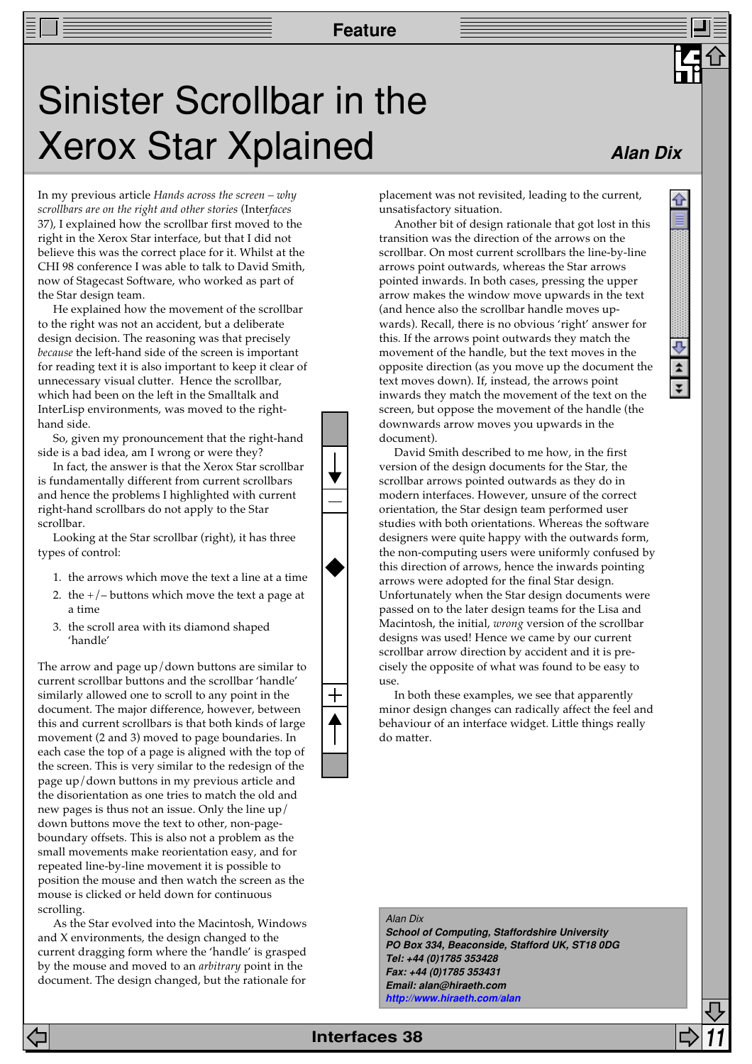# Sinister Scrollbar in the Xerox Star Xplained

**Alan Dix**

In my previous article *Hands across the screen – why scrollbars are on the right and other stories* (Inter*faces* 37), I explained how the scrollbar first moved to the right in the Xerox Star interface, but that I did not believe this was the correct place for it. Whilst at the CHI 98 conference I was able to talk to David Smith, now of Stagecast Software, who worked as part of the Star design team.

He explained how the movement of the scrollbar to the right was not an accident, but a deliberate design decision. The reasoning was that precisely *because* the left-hand side of the screen is important for reading text it is also important to keep it clear of unnecessary visual clutter. Hence the scrollbar, which had been on the left in the Smalltalk and InterLisp environments, was moved to the right-hand side.

So, given my pronouncement that the right-hand side is a bad idea, am I wrong or were they?

In fact, the answer is that the Xerox Star scrollbar is fundamentally different from current scrollbars and hence the problems I highlighted with current right-hand scrollbars do not apply to the Star scrollbar.

Looking at the Star scrollbar (right), it has three types of control:

1. the arrows which move the text a line at a time
2. the +/– buttons which move the text a page at a time
3. the scroll area with its diamond shaped 'handle'

The arrow and page up/down buttons are similar to current scrollbar buttons and the scrollbar 'handle' similarly allowed one to scroll to any point in the document. The major difference, however, between this and current scrollbars is that both kinds of large movement (2 and 3) moved to page boundaries. In each case the top of a page is aligned with the top of the screen. This is very similar to the redesign of the page up/down buttons in my previous article and the disorientation as one tries to match the old and new pages is thus not an issue. Only the line up/down buttons move the text to other, non-page-boundary offsets. This is also not a problem as the small movements make reorientation easy, and for repeated line-by-line movement it is possible to position the mouse and then watch the screen as the mouse is clicked or held down for continuous scrolling.

As the Star evolved into the Macintosh, Windows and X environments, the design changed to the current dragging form where the 'handle' is grasped by the mouse and moved to an *arbitrary* point in the document. The design changed, but the rationale for placement was not revisited, leading to the current, unsatisfactory situation.

Another bit of design rationale that got lost in this transition was the direction of the arrows on the scrollbar. On most current scrollbars the line-by-line arrows point outwards, whereas the Star arrows pointed inwards. In both cases, pressing the upper arrow makes the window move upwards in the text (and hence also the scrollbar handle moves upwards). Recall, there is no obvious 'right' answer for this. If the arrows point outwards they match the movement of the handle, but the text moves in the opposite direction (as you move up the document the text moves down). If, instead, the arrows point inwards they match the movement of the text on the screen, but oppose the movement of the handle (the downwards arrow moves you upwards in the document).

David Smith described to me how, in the first version of the design documents for the Star, the scrollbar arrows pointed outwards as they do in modern interfaces. However, unsure of the correct orientation, the Star design team performed user studies with both orientations. Whereas the software designers were quite happy with the outwards form, the non-computing users were uniformly confused by this direction of arrows, hence the inwards pointing arrows were adopted for the final Star design. Unfortunately when the Star design documents were passed on to the later design teams for the Lisa and Macintosh, the initial, *wrong* version of the scrollbar designs was used! Hence we came by our current scrollbar arrow direction by accident and it is precisely the opposite of what was found to be easy to use.

In both these examples, we see that apparently minor design changes can radically affect the feel and behaviour of an interface widget. Little things really do matter.

*Alan Dix*
***School of Computing, Staffordshire University***
***PO Box 334, Beaconside, Stafford UK, ST18 0DG***
***Tel: +44 (0)1785 353428***
***Fax: +44 (0)1785 353431***
***Email: alan@hiraeth.com***
***http://www.hiraeth.com/alan***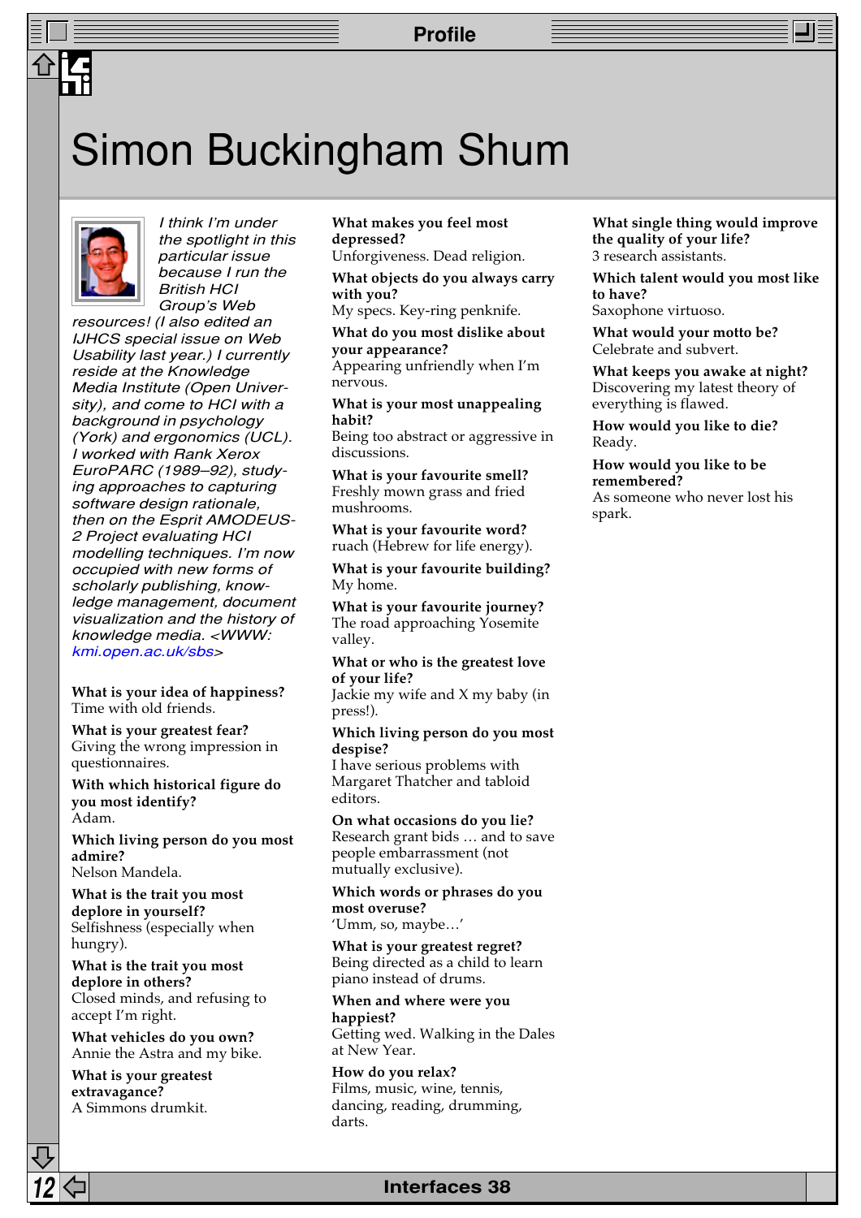# Simon Buckingham Shum

*I think I'm under the spotlight in this particular issue because I run the British HCI Group's Web resources! (I also edited an IJHCS special issue on Web Usability last year.) I currently reside at the Knowledge Media Institute (Open University), and come to HCI with a background in psychology (York) and ergonomics (UCL). I worked with Rank Xerox EuroPARC (1989–92), studying approaches to capturing software design rationale, then on the Esprit AMODEUS-2 Project evaluating HCI modelling techniques. I'm now occupied with new forms of scholarly publishing, knowledge management, document visualization and the history of knowledge media. <WWW: kmi.open.ac.uk/sbs>*

**What is your idea of happiness?**
Time with old friends.

**What is your greatest fear?**
Giving the wrong impression in questionnaires.

**With which historical figure do you most identify?**
Adam.

**Which living person do you most admire?**
Nelson Mandela.

**What is the trait you most deplore in yourself?**
Selfishness (especially when hungry).

**What is the trait you most deplore in others?**
Closed minds, and refusing to accept I'm right.

**What vehicles do you own?**
Annie the Astra and my bike.

**What is your greatest extravagance?**
A Simmons drumkit.

**What makes you feel most depressed?**
Unforgiveness. Dead religion.

**What objects do you always carry with you?**
My specs. Key-ring penknife.

**What do you most dislike about your appearance?**
Appearing unfriendly when I'm nervous.

**What is your most unappealing habit?**
Being too abstract or aggressive in discussions.

**What is your favourite smell?**
Freshly mown grass and fried mushrooms.

**What is your favourite word?**
ruach (Hebrew for life energy).

**What is your favourite building?**
My home.

**What is your favourite journey?**
The road approaching Yosemite valley.

**What or who is the greatest love of your life?**
Jackie my wife and X my baby (in press!).

**Which living person do you most despise?**
I have serious problems with Margaret Thatcher and tabloid editors.

**On what occasions do you lie?**
Research grant bids … and to save people embarrassment (not mutually exclusive).

**Which words or phrases do you most overuse?**
'Umm, so, maybe…'

**What is your greatest regret?**
Being directed as a child to learn piano instead of drums.

**When and where were you happiest?**
Getting wed. Walking in the Dales at New Year.

**How do you relax?**
Films, music, wine, tennis, dancing, reading, drumming, darts.

**What single thing would improve the quality of your life?**
3 research assistants.

**Which talent would you most like to have?**
Saxophone virtuoso.

**What would your motto be?**
Celebrate and subvert.

**What keeps you awake at night?**
Discovering my latest theory of everything is flawed.

**How would you like to die?**
Ready.

**How would you like to be remembered?**
As someone who never lost his spark.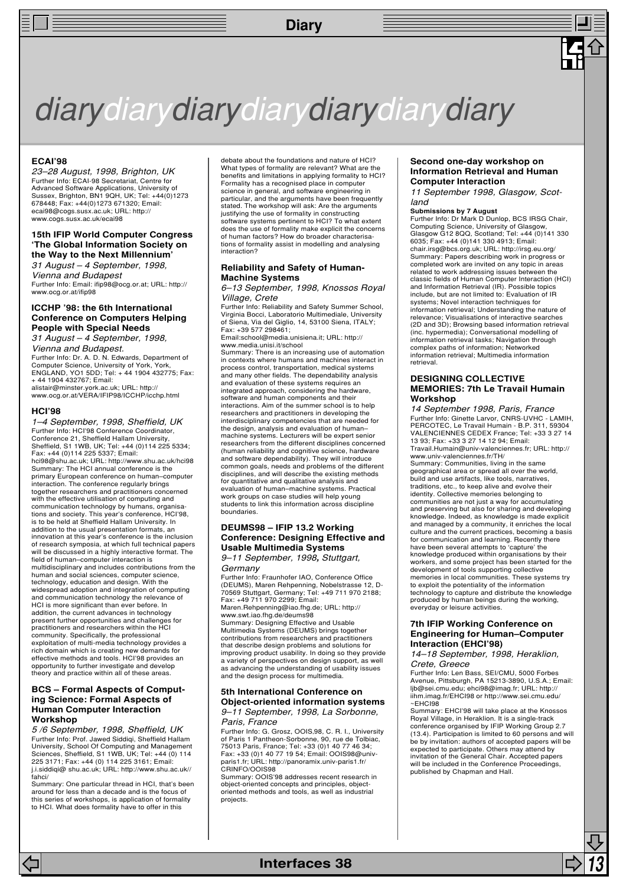# diarydiarydiarydiarydiarydiarydiary

### ECAI'98

*23–28 August, 1998, Brighton, UK*

Further Info: ECAI-98 Secretariat, Centre for Advanced Software Applications, University of Sussex, Brighton, BN1 9QH, UK; Tel: +44(0)1273 678448; Fax: +44(0)1273 671320; Email: ecai98@cogs.susx.ac.uk; URL: http://www.cogs.susx.ac.uk/ecai98

### 15th IFIP World Computer Congress 'The Global Information Society on the Way to the Next Millennium'

*31 August – 4 September, 1998, Vienna and Budapest*

Further Info: Email: ifip98@ocg.or.at; URL: http://www.ocg.or.at/ifip98

### ICCHP '98: the 6th International Conference on Computers Helping People with Special Needs

*31 August – 4 September, 1998, Vienna and Budapest.*

Further Info: Dr. A. D. N. Edwards, Department of Computer Science, University of York, York, ENGLAND, YO1 5DD; Tel: + 44 1904 432775; Fax: + 44 1904 432767; Email: alistair@minster.york.ac.uk; URL: http://www.ocg.or.at/VERA/IFIP98/ICCHP/icchp.html

### HCI'98

*1–4 September, 1998, Sheffield, UK*

Further Info: HCI'98 Conference Coordinator, Conference 21, Sheffield Hallam University, Sheffield, S1 1WB, UK; Tel: +44 (0)114 225 5334; Fax: +44 (0)114 225 5337; Email: hci98@shu.ac.uk; URL: http://www.shu.ac.uk/hci98

Summary: The HCI annual conference is the primary European conference on human–computer interaction. The conference regularly brings together researchers and practitioners concerned with the effective utilisation of computing and communication technology by humans, organisations and society. This year's conference, HCI'98, is to be held at Sheffield Hallam University. In addition to the usual presentation formats, an innovation at this year's conference is the inclusion of research symposia, at which full technical papers will be discussed in a highly interactive format. The field of human–computer interaction is multidisciplinary and includes contributions from the human and social sciences, computer science, technology, education and design. With the widespread adoption and integration of computing and communication technology the relevance of HCI is more significant than ever before. In addition, the current advances in technology present further opportunities and challenges for practitioners and researchers within the HCI community. Specifically, the professional exploitation of multi-media technology provides a rich domain which is creating new demands for effective methods and tools. HCI'98 provides an opportunity to further investigate and develop theory and practice within all of these areas.

### BCS – Formal Aspects of Computing Science: Formal Aspects of Human Computer Interaction Workshop

*5 /6 September, 1998, Sheffield, UK*

Further Info: Prof. Jawed Siddiqi, Sheffield Hallam University, School Of Computing and Management Sciences, Sheffield, S1 1WB, UK; Tel: +44 (0) 114 225 3171; Fax: +44 (0) 114 225 3161; Email: j.i.siddiqi@ shu.ac.uk; URL: http://www.shu.ac.uk//fahci/

Summary: One particular thread in HCI, that's been around for less than a decade and is the focus of this series of workshops, is application of formality to HCI. What does formality have to offer in this debate about the foundations and nature of HCI? What types of formality are relevant? What are the benefits and limitations in applying formality to HCI? Formality has a recognised place in computer science in general, and software engineering in particular, and the arguments have been frequently stated. The workshop will ask: Are the arguments justifying the use of formality in constructing software systems pertinent to HCI? To what extent does the use of formality make explicit the concerns of human factors? How do broader characterisations of formality assist in modelling and analysing interaction?

### Reliability and Safety of Human-Machine Systems

*6–13 September, 1998, Knossos Royal Village, Crete*

Further Info: Reliability and Safety Summer School, Virginia Bocci, Laboratorio Multimediale, University of Siena, Via del Giglio, 14, 53100 Siena, ITALY; Fax: +39 577 298461; Email:school@media.unisiena.it; URL: http://www.media.unisi.it/school

Summary: There is an increasing use of automation in contexts where humans and machines interact in process control, transportation, medical systems and many other fields. The dependability analysis and evaluation of these systems requires an integrated approach, considering the hardware, software and human components and their interactions. Aim of the summer school is to help researchers and practitioners in developing the interdisciplinary competencies that are needed for the design, analysis and evaluation of human–machine systems. Lecturers will be expert senior researchers from the different disciplines concerned (human reliability and cognitive science, hardware and software dependability). They will introduce common goals, needs and problems of the different disciplines, and will describe the existing methods for quantitative and qualitative analysis and evaluation of human–machine systems. Practical work groups on case studies will help young students to link this information across discipline boundaries.

### DEUMS98 – IFIP 13.2 Working Conference: Designing Effective and Usable Multimedia Systems

*9–11 September, 1998, Stuttgart, Germany*

Further Info: Fraunhofer IAO, Conference Office (DEUMS), Maren Rehpenning, Nobelstrasse 12, D-70569 Stuttgart, Germany; Tel: +49 711 970 2188; Fax: +49 711 970 2299; Email: Maren.Rehpenning@iao.fhg.de; URL: http://www.swt.iao.fhg.de/deums98

Summary: Designing Effective and Usable Multimedia Systems (DEUMS) brings together contributions from researchers and practitioners that describe design problems and solutions for improving product usability. In doing so they provide a variety of perspectives on design support, as well as advancing the understanding of usability issues and the design process for multimedia.

### 5th International Conference on Object-oriented information systems

*9–11 September, 1998, La Sorbonne, Paris, France*

Further Info: G. Grosz, OOIS,98, C. R. I., University of Paris 1 Pantheon-Sorbonne, 90, rue de Tolbiac, 75013 Paris, France; Tel: +33 (0)1 40 77 46 34; Fax: +33 (0)1 40 77 19 54; Email: OOIS98@univ-paris1.fr; URL: http://panoramix.univ-paris1.fr/CRINFO/OOIS98

Summary: OOIS'98 addresses recent research in object-oriented concepts and principles, object-oriented methods and tools, as well as industrial projects.

### Second one-day workshop on Information Retrieval and Human Computer Interaction

*11 September 1998, Glasgow, Scotland*

**Submissions by 7 August**

Further Info: Dr Mark D Dunlop, BCS IRSG Chair, Computing Science, University of Glasgow, Glasgow G12 8QQ, Scotland; Tel: +44 (0)141 330 6035; Fax: +44 (0)141 330 4913; Email: chair.irsg@bcs.org.uk; URL: http://irsg.eu.org/

Summary: Papers describing work in progress or completed work are invited on any topic in areas related to work addressing issues between the classic fields of Human Computer Interaction (HCI) and Information Retrieval (IR). Possible topics include, but are not limited to: Evaluation of IR systems; Novel interaction techniques for information retrieval; Understanding the nature of relevance; Visualisations of interactive searches (2D and 3D); Browsing based information retrieval (inc. hypermedia); Conversational modelling of information retrieval tasks; Navigation through complex paths of information; Networked information retrieval; Multimedia information retrieval.

### DESIGNING COLLECTIVE MEMORIES: 7th Le Travail Humain Workshop

*14 September 1998, Paris, France*

Further Info: Ginette Larvor, CNRS-UVHC - LAMIH, PERCOTEC, Le Travail Humain - B.P. 311, 59304 VALENCIENNES CEDEX France; Tel: +33 3 27 14 13 93; Fax: +33 3 27 14 12 94; Email: Travail.Humain@univ-valenciennes.fr; URL: http://www.univ-valenciennes.fr/TH/

Summary: Communities, living in the same geographical area or spread all over the world, build and use artifacts, like tools, narratives, traditions, etc., to keep alive and evolve their identity. Collective memories belonging to communities are not just a way for accumulating and preserving but also for sharing and developing knowledge. Indeed, as knowledge is made explicit and managed by a community, it enriches the local culture and the current practices, becoming a basis for communication and learning. Recently there have been several attempts to 'capture' the knowledge produced within organisations by their workers, and some project has been started for the development of tools supporting collective memories in local communities. These systems try to exploit the potentiality of the information technology to capture and distribute the knowledge produced by human beings during the working, everyday or leisure activities.

### 7th IFIP Working Conference on Engineering for Human–Computer Interaction (EHCI'98)

*14–18 September, 1998, Heraklion, Crete, Greece*

Further Info: Len Bass, SEI/CMU, 5000 Forbes Avenue, Pittsburgh, PA 15213-3890, U.S.A.; Email: ljb@sei.cmu.edu; ehci98@imag.fr; URL: http://iihm.imag.fr/EHCI98 or http://www.sei.cmu.edu/~EHCI98

Summary: EHCI'98 will take place at the Knossos Royal Village, in Heraklion. It is a single-track conference organised by IFIP Working Group 2.7 (13.4). Participation is limited to 60 persons and will be by invitation: authors of accepted papers will be expected to participate. Others may attend by invitation of the General Chair. Accepted papers will be included in the Conference Proceedings, published by Chapman and Hall.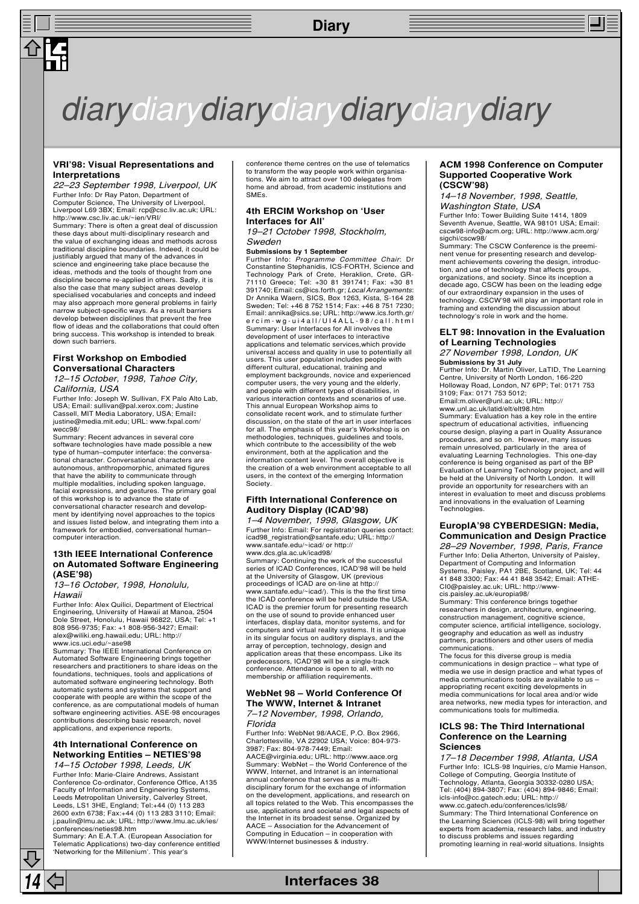# diarydiarydiarydiarydiarydiarydiary

### VRI'98: Visual Representations and Interpretations

*22–23 September 1998, Liverpool, UK*

Further Info: Dr Ray Paton, Department of Computer Science, The University of Liverpool, Liverpool L69 3BX; Email: rcp@csc.liv.ac.uk; URL: http://www.csc.liv.ac.uk/~ien/VRI/

Summary: There is often a great deal of discussion these days about multi-disciplinary research and the value of exchanging ideas and methods across traditional discipline boundaries. Indeed, it could be justifiably argued that many of the advances in science and engineering take place because the ideas, methods and the tools of thought from one discipline become re-applied in others. Sadly, it is also the case that many subject areas develop specialised vocabularies and concepts and indeed may also approach more general problems in fairly narrow subject-specific ways. As a result barriers develop between disciplines that prevent the free flow of ideas and the collaborations that could often bring success. This workshop is intended to break down such barriers.

### First Workshop on Embodied Conversational Characters

*12–15 October, 1998, Tahoe City, California, USA*

Further Info: Joseph W. Sullivan, FX Palo Alto Lab, USA; Email: sullivan@pal.xerox.com; Justine Cassell, MIT Media Laboratory, USA; Email: justine@media.mit.edu; URL: www.fxpal.com/wecc98/

Summary: Recent advances in several core software technologies have made possible a new type of human–computer interface: the conversational character. Conversational characters are autonomous, anthropomorphic, animated figures that have the ability to communicate through multiple modalities, including spoken language, facial expressions, and gestures. The primary goal of this workshop is to advance the state of conversational character research and development by identifying novel approaches to the topics and issues listed below, and integrating them into a framework for embodied, conversational human–computer interaction.

### 13th IEEE International Conference on Automated Software Engineering (ASE'98)

*13–16 October, 1998, Honolulu, Hawaii*

Further Info: Alex Quilici, Department of Electrical Engineering, University of Hawaii at Manoa, 2504 Dole Street, Honolulu, Hawaii 96822, USA; Tel: +1 808 956-9735; Fax: +1 808-956-3427; Email: alex@wiliki.eng.hawaii.edu; URL: http://www.ics.uci.edu/~ase98

Summary: The IEEE International Conference on Automated Software Engineering brings together researchers and practitioners to share ideas on the foundations, techniques, tools and applications of automated software engineering technology. Both automatic systems and systems that support and cooperate with people are within the scope of the conference, as are computational models of human software engineering activities. ASE-98 encourages contributions describing basic research, novel applications, and experience reports.

### 4th International Conference on Networking Entities – NETIES'98

*14–15 October 1998, Leeds, UK*

Further Info: Marie-Claire Andrews, Assistant Conference Co-ordinator, Conference Office, A135 Faculty of Information and Engineering Systems, Leeds Metropolitan University, Calverley Street, Leeds, LS1 3HE, England; Tel:+44 (0) 113 283 2600 extn 6738; Fax:+44 (0) 113 283 3110; Email: j.paulin@lmu.ac.uk; URL: http://www.lmu.ac.uk/ies/conferences/neties98.htm

Summary: An E.A.T.A. (European Association for Telematic Applications) two-day conference entitled 'Networking for the Millenium'. This year's conference theme centres on the use of telematics to transform the way people work within organisations. We aim to attract over 100 delegates from home and abroad, from academic institutions and SMEs.

### 4th ERCIM Workshop on 'User Interfaces for All'

*19–21 October 1998, Stockholm, Sweden*

**Submissions by 1 September**

Further Info: *Programme Committee Chair*: Dr Constantine Stephanidis, ICS-FORTH, Science and Technology Park of Crete, Heraklion, Crete, GR-71110 Greece; Tel: +30 81 391741; Fax: +30 81 391740; Email: cs@ics.forth.gr; *Local Arrangements*: Dr Annika Waern, SICS, Box 1263, Kista, S-164 28 Sweden; Tel: +46 8 752 1514; Fax: +46 8 751 7230; Email: annika@sics.se; URL: http://www.ics.forth.gr/ercim-wg-ui4all/UI4ALL-98/call.html

Summary: User Interfaces for All involves the development of user interfaces to interactive applications and telematic services,which provide universal access and quality in use to potentially all users. This user population includes people with different cultural, educational, training and employment backgrounds, novice and experienced computer users, the very young and the elderly, and people with different types of disabilities, in various interaction contexts and scenarios of use. This annual European Workshop aims to consolidate recent work, and to stimulate further discussion, on the state of the art in user interfaces for all. The emphasis of this year's Workshop is on methodologies, techniques, guidelines and tools, which contribute to the accessibility of the web environment, both at the application and the information content level. The overall objective is the creation of a web environment acceptable to all users, in the context of the emerging Information Society.

### Fifth International Conference on Auditory Display (ICAD'98)

*1–4 November, 1998, Glasgow, UK*

Further Info: Email: For registration queries contact: icad98_registration@santafe.edu; URL: http://www.santafe.edu/~icad/ or http://www.dcs.gla.ac.uk/icad98/

Summary: Continuing the work of the successful series of ICAD Conferences, ICAD'98 will be held at the University of Glasgow, UK (previous proceedings of ICAD are on-line at http://www.santafe.edu/~icad/). This is the the first time the ICAD conference will be held outside the USA. ICAD is the premier forum for presenting research on the use of sound to provide enhanced user interfaces, display data, monitor systems, and for computers and virtual reality systems. It is unique in its singular focus on auditory displays, and the array of perception, technology, design and application areas that these encompass. Like its predecessors, ICAD'98 will be a single-track conference. Attendance is open to all, with no membership or affiliation requirements.

### WebNet 98 – World Conference Of The WWW, Internet & Intranet

*7–12 November, 1998, Orlando, Florida*

Further Info: WebNet 98/AACE, P.O. Box 2966, Charlottesville, VA 22902 USA; Voice: 804-973-3987; Fax: 804-978-7449; Email: AACE@virginia.edu; URL: http://www.aace.org

Summary: WebNet – the World Conference of the WWW, Internet, and Intranet is an international annual conference that serves as a multi-disciplinary forum for the exchange of information on the development, applications, and research on all topics related to the Web. This encompasses the use, applications and societal and legal aspects of the Internet in its broadest sense. Organized by AACE – Association for the Advancement of Computing in Education – in cooperation with WWW/Internet businesses & industry.

### ACM 1998 Conference on Computer Supported Cooperative Work (CSCW'98)

*14–18 November, 1998, Seattle, Washington State, USA*

Further Info: Tower Building Suite 1414, 1809 Seventh Avenue, Seattle, WA 98101 USA; Email: cscw98-info@acm.org; URL: http://www.acm.org/sigchi/cscw98/

Summary: The CSCW Conference is the preeminent venue for presenting research and development achievements covering the design, introduction, and use of technology that affects groups, organizations, and society. Since its inception a decade ago, CSCW has been on the leading edge of our extraordinary expansion in the uses of technology. CSCW'98 will play an important role in framing and extending the discussion about technology's role in work and the home.

### ELT 98: Innovation in the Evaluation of Learning Technologies

*27 November 1998, London, UK*

**Submissions by 31 July**

Further Info: Dr. Martin Oliver, LaTID, The Learning Centre, University of North London, 166-220 Holloway Road, London, N7 6PP; Tel: 0171 753 3109; Fax: 0171 753 5012; Email:m.oliver@unl.ac.uk; URL: http://www.unl.ac.uk/latid/elt/elt98.htm

Summary: Evaluation has a key role in the entire spectrum of educational activities, influencing course design, playing a part in Quality Assurance procedures, and so on. However, many issues remain unresolved, particularly in the area of evaluating Learning Technologies. This one-day conference is being organised as part of the BP Evaluation of Learning Technology project, and will be held at the University of North London. It will provide an opportunity for researchers with an interest in evaluation to meet and discuss problems and innovations in the evaluation of Learning Technologies.

### EuropIA'98 CYBERDESIGN: Media, Communication and Design Practice

*28–29 November, 1998, Paris, France*

Further Info: Delia Atherton, University of Paisley, Department of Computing and Information Systems, Paisley, PA1 2BE, Scotland, UK; Tel: 44 41 848 3300; Fax: 44 41 848 3542; Email: ATHE-CI0@paisley.ac.uk; URL: http://www-cis.paisley.ac.uk/europia98/

Summary: This conference brings together researchers in design, architecture, engineering, construction management, cognitive science, computer science, artificial intelligence, sociology, geography and education as well as industry partners, practitioners and other users of media communications.

The focus for this diverse group is media communications in design practice – what type of media we use in design practice and what types of media communications tools are available to us – appropriating recent exciting developments in media communications for local area and/or wide area networks, new media types for interaction, and communications tools for multimedia.

### ICLS 98: The Third International Conference on the Learning Sciences

*17–18 December 1998, Atlanta, USA*

Further Info: ICLS-98 Inquiries, c/o Mamie Hanson, College of Computing, Georgia Institute of Technology, Atlanta, Georgia 30332-0280 USA; Tel: (404) 894-3807; Fax: (404) 894-9846; Email: icls-info@cc.gatech.edu; URL: http://www.cc.gatech.edu/conferences/icls98/

Summary: The Third International Conference on the Learning Sciences (ICLS-98) will bring together experts from academia, research labs, and industry to discuss problems and issues regarding promoting learning in real-world situations. Insights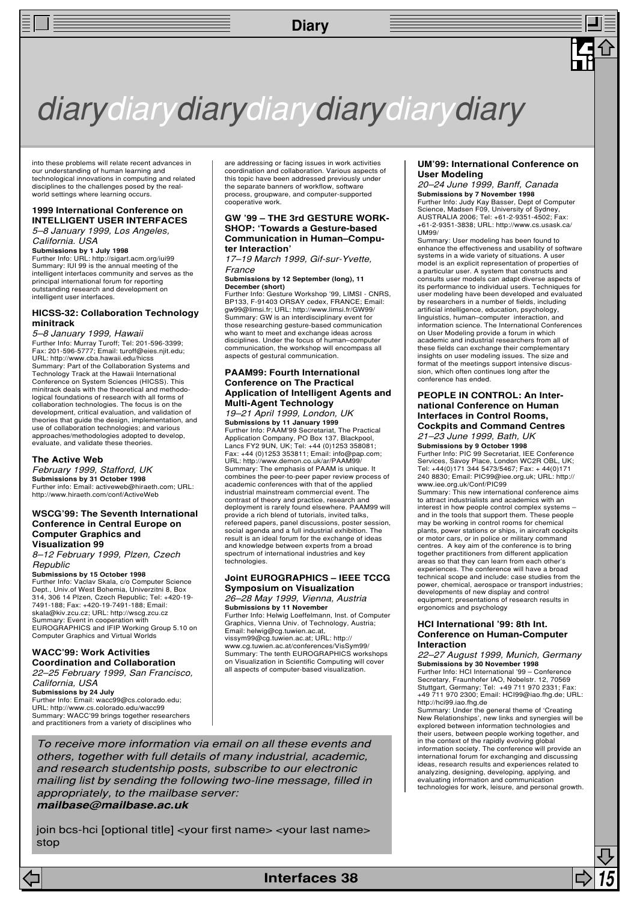# diarydiarydiarydiarydiarydiarydiary

into these problems will relate recent advances in our understanding of human learning and technological innovations in computing and related disciplines to the challenges posed by the real-world settings where learning occurs.

### 1999 International Conference on INTELLIGENT USER INTERFACES

*5–8 January 1999, Los Angeles, California. USA*

**Submissions by 1 July 1998**

Further Info: URL: http://sigart.acm.org/iui99

Summary: IUI 99 is the annual meeting of the intelligent interfaces community and serves as the principal international forum for reporting outstanding research and development on intelligent user interfaces.

### HICSS-32: Collaboration Technology minitrack

*5–8 January 1999, Hawaii*

Further Info: Murray Turoff; Tel: 201-596-3399; Fax: 201-596-5777; Email: turoff@eies.njit.edu; URL: http://www.cba.hawaii.edu/hicss

Summary: Part of the Collaboration Systems and Technology Track at the Hawaii International Conference on System Sciences (HICSS). This minitrack deals with the theoretical and methodological foundations of research with all forms of collaboration technologies. The focus is on the development, critical evaluation, and validation of theories that guide the design, implementation, and use of collaboration technologies; and various approaches/methodologies adopted to develop, evaluate, and validate these theories.

### The Active Web

*February 1999, Stafford, UK*

**Submissions by 31 October 1998**

Further info: Email: activeweb@hiraeth.com; URL: http://www.hiraeth.com/conf/ActiveWeb

### WSCG'99: The Seventh International Conference in Central Europe on Computer Graphics and Visualization 99

*8–12 February 1999, Plzen, Czech Republic*

**Submissions by 15 October 1998**

Further Info: Vaclav Skala, c/o Computer Science Dept., Univ.of West Bohemia, Univerzitni 8, Box 314, 306 14 Plzen, Czech Republic; Tel: +420-19-7491-188; Fax: +420-19-7491-188; Email: skala@kiv.zcu.cz; URL: http://wscg.zcu.cz

Summary: Event in cooperation with EUROGRAPHICS and IFIP Working Group 5.10 on Computer Graphics and Virtual Worlds

### WACC'99: Work Activities Coordination and Collaboration

*22–25 February 1999, San Francisco, California, USA*

**Submissions by 24 July**

Further Info: Email: wacc99@cs.colorado.edu; URL: http://www.cs.colorado.edu/wacc99

Summary: WACC'99 brings together researchers and practitioners from a variety of disciplines who are addressing or facing issues in work activities coordination and collaboration. Various aspects of this topic have been addressed previously under the separate banners of workflow, software process, groupware, and computer-supported cooperative work.

### GW '99 – THE 3rd GESTURE WORKSHOP: 'Towards a Gesture-based Communication in Human–Computer Interaction'

*17–19 March 1999, Gif-sur-Yvette, France*

**Submissions by 12 September (long), 11 December (short)**

Further Info: Gesture Workshop '99, LIMSI - CNRS, BP133, F-91403 ORSAY cedex, FRANCE; Email: gw99@limsi.fr; URL: http://www.limsi.fr/GW99/

Summary: GW is an interdisciplinary event for those researching gesture-based communication who want to meet and exchange ideas across disciplines. Under the focus of human–computer communication, the workshop will encompass all aspects of gestural communication.

### PAAM99: Fourth International Conference on The Practical Application of Intelligent Agents and Multi-Agent Technology

*19–21 April 1999, London, UK*

**Submissions by 11 January 1999**

Further Info: PAAM'99 Secretariat, The Practical Application Company, PO Box 137, Blackpool, Lancs FY2 9UN, UK; Tel: +44 (0)1253 358081; Fax: +44 (0)1253 353811; Email: info@pap.com; URL: http://www.demon.co.uk/ar/PAAM99/

Summary: The emphasis of PAAM is unique. It combines the peer-to-peer paper review process of academic conferences with that of the applied industrial mainstream commercial event. The contrast of theory and practice, research and deployment is rarely found elsewhere. PAAM99 will provide a rich blend of tutorials, invited talks, refereed papers, panel discussions, poster session, social agenda and a full industrial exhibition. The result is an ideal forum for the exchange of ideas and knowledge between experts from a broad spectrum of international industries and key technologies.

### Joint EUROGRAPHICS – IEEE TCCG Symposium on Visualization

*26–28 May 1999, Vienna, Austria*

**Submissions by 11 November**

Further Info: Helwig Loeffelmann, Inst. of Computer Graphics, Vienna Univ. of Technology, Austria; Email: helwig@cg.tuwien.ac.at, vissym99@cg.tuwien.ac.at; URL: http://www.cg.tuwien.ac.at/conferences/VisSym99/

Summary: The tenth EUROGRAPHICS workshops on Visualization in Scientific Computing will cover all aspects of computer-based visualization.

### UM'99: International Conference on User Modeling

*20–24 June 1999, Banff, Canada*

**Submissions by 7 November 1998**

Further Info: Judy Kay Basser, Dept of Computer Science, Madsen F09, University of Sydney, AUSTRALIA 2006; Tel: +61-2-9351-4502; Fax: +61-2-9351-3838; URL: http://www.cs.usask.ca/UM99/

Summary: User modeling has been found to enhance the effectiveness and usability of software systems in a wide variety of situations. A user model is an explicit representation of properties of a particular user. A system that constructs and consults user models can adapt diverse aspects of its performance to individual users. Techniques for user modeling have been developed and evaluated by researchers in a number of fields, including artificial intelligence, education, psychology, linguistics, human–computer interaction, and information science. The International Conferences on User Modeling provide a forum in which academic and industrial researchers from all of these fields can exchange their complementary insights on user modeling issues. The size and format of the meetings support intensive discussion, which often continues long after the conference has ended.

### PEOPLE IN CONTROL: An International Conference on Human Interfaces in Control Rooms, Cockpits and Command Centres

*21–23 June 1999, Bath, UK*

**Submissions by 9 October 1998**

Further Info: PIC 99 Secretariat, IEE Conference Services, Savoy Place, London WC2R OBL, UK; Tel: +44(0)171 344 5473/5467; Fax: + 44(0)171 240 8830; Email: PIC99@iee.org.uk; URL: http://www.iee.org.uk/Conf/PIC99

Summary: This new international conference aims to attract industrialists and academics with an interest in how people control complex systems – and in the tools that support them. These people may be working in control rooms for chemical plants, power stations or ships, in aircraft cockpits or motor cars, or in police or military command centres. A key aim of the conference is to bring together practitioners from different application areas so that they can learn from each other's experiences. The conference will have a broad technical scope and include: case studies from the power, chemical, aerospace or transport industries; developments of new display and control equipment; presentations of research results in ergonomics and psychology

### HCI International '99: 8th Int. Conference on Human-Computer Interaction

*22–27 August 1999, Munich, Germany*

**Submissions by 30 November 1998**

Further Info: HCI International '99 – Conference Secretary, Fraunhofer IAO, Nobelstr. 12, 70569 Stuttgart, Germany; Tel: +49 711 970 2331; Fax: +49 711 970 2300; Email: HCI99@iao.fhg.de; URL: http://hci99.iao.fhg.de

Summary: Under the general theme of 'Creating New Relationships', new links and synergies will be explored between information technologies and their users, between people working together, and in the context of the rapidly evolving global information society. The conference will provide an international forum for exchanging and discussing ideas, research results and experiences related to analyzing, designing, developing, applying, and evaluating information and communication technologies for work, leisure, and personal growth.

*To receive more information via email on all these events and others, together with full details of many industrial, academic, and research studentship posts, subscribe to our electronic mailing list by sending the following two-line message, filled in appropriately, to the mailbase server:* ***mailbase@mailbase.ac.uk***

join bcs-hci [optional title] <your first name> <your last name>
stop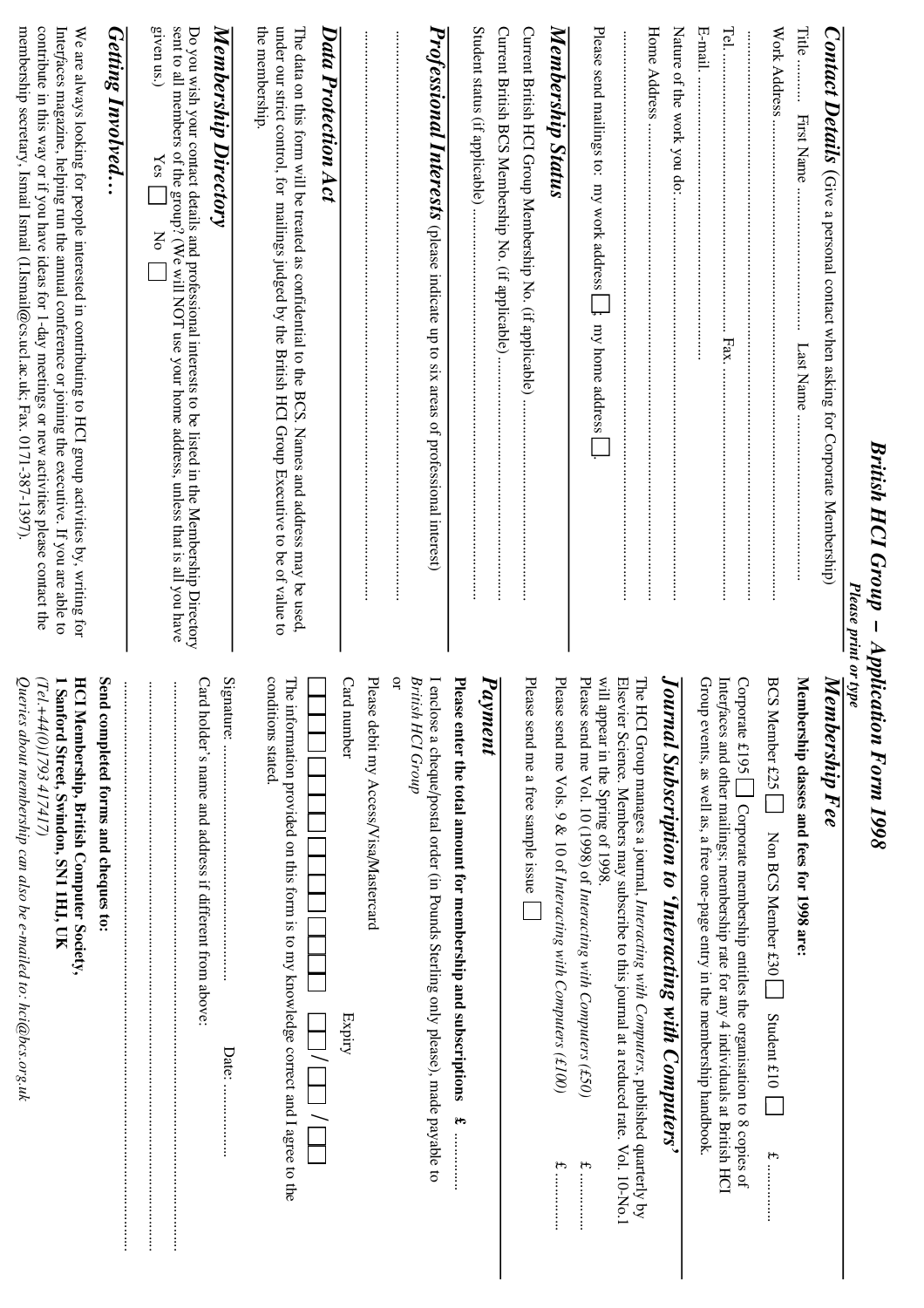# British HCI Group – Application Form 1998

*Please print or type*

## Contact Details (Give a personal contact when asking for Corporate Membership)

Title ........ First Name ........................... Last Name ...................................

Work Address..............................................................................................

..................................................................................................................

Tel. ............................................................. Fax. ...........................................

E-mail. ...........................................................

Nature of the work you do:...........................................................................

Home Address ..............................................................................................

..................................................................................................................

Please send mailings to: my work address ☐; my home address ☐.

## Membership Status

Current British HCI Group Membership No. (if applicable) ........................

Current British BCS Membership No. (if applicable)...................................

Student status (if applicable).......................................................................

## Professional Interests (please indicate up to six areas of professional interest)

..................................................................................................................

..................................................................................................................

## Data Protection Act

The data on this form will be treated as confidential to the BCS. Names and address may be used, under our strict control, for mailings judged by the British HCI Group Executive to be of value to the membership.

## Membership Directory

Do you wish your contact details and professional interests to be listed in the Membership Directory sent to all members of the group? (We will NOT use your home address, unless that is all you have given us.) Yes ☐ No ☐

## Getting Involved…

We are always looking for people interested in contributing to HCI group activities by, writing for *Interfaces* magazine, helping run the annual conference or joining the executive. If you are able to contribute in this way or if you have ideas for 1-day meetings or new activities please contact the membership secretary, Ismail Ismail (I.Ismail@cs.ucl.ac.uk; Fax. 0171-387-1397).

## Membership Fee

**Membership classes and fees for 1998 are:**

BCS Member £25 ☐ Non BCS Member £30 ☐ Student £10 ☐ £ ............

Corporate £195 ☐ Corporate membership entitles the organisation to 8 copies of *Interfaces* and other mailings; membership rate for any 4 individuals at British HCI Group events, as well as, a free one-page entry in the membership handbook.

## Journal Subscription to 'Interacting with Computers'

The HCI Group manages a journal, *Interacting with Computers*, published quarterly by Elsevier Science. Members may subscribe to this journal at a reduced rate. Vol. 10-No.1 will appear in the Spring of 1998.

Please send me Vol. 10 (1998) of *Interacting with Computers (£50)* £ ............

Please send me Vols. 9 & 10 of *Interacting with Computers (£100)* £ ............

Please send me a free sample issue ☐

## Payment

**Please enter the total amount for membership and subscriptions £** ............

I enclose a cheque/postal order (in Pounds Sterling only please), made payable to *British HCI Group*

or

Please debit my Access/Visa/Mastercard

Card number ☐☐☐☐ ☐☐☐☐ ☐☐☐☐ ☐☐☐☐ Expiry ☐☐/☐☐/☐☐

The information provided on this form is to my knowledge correct and I agree to the conditions stated.

Signature: ........................................ Date: ...............

Card holder's name and address if different from above:

..................................................................................................................

..................................................................................................................

..................................................................................................................

**Send completed forms and cheques to:**

**HCI Membership, British Computer Society,**
**1 Sanford Street, Swindon, SN1 1HJ, UK**
*(Tel.+44(0)1793 417417)*

*Queries about membership can also be e-mailed to: hci@bcs.org.uk*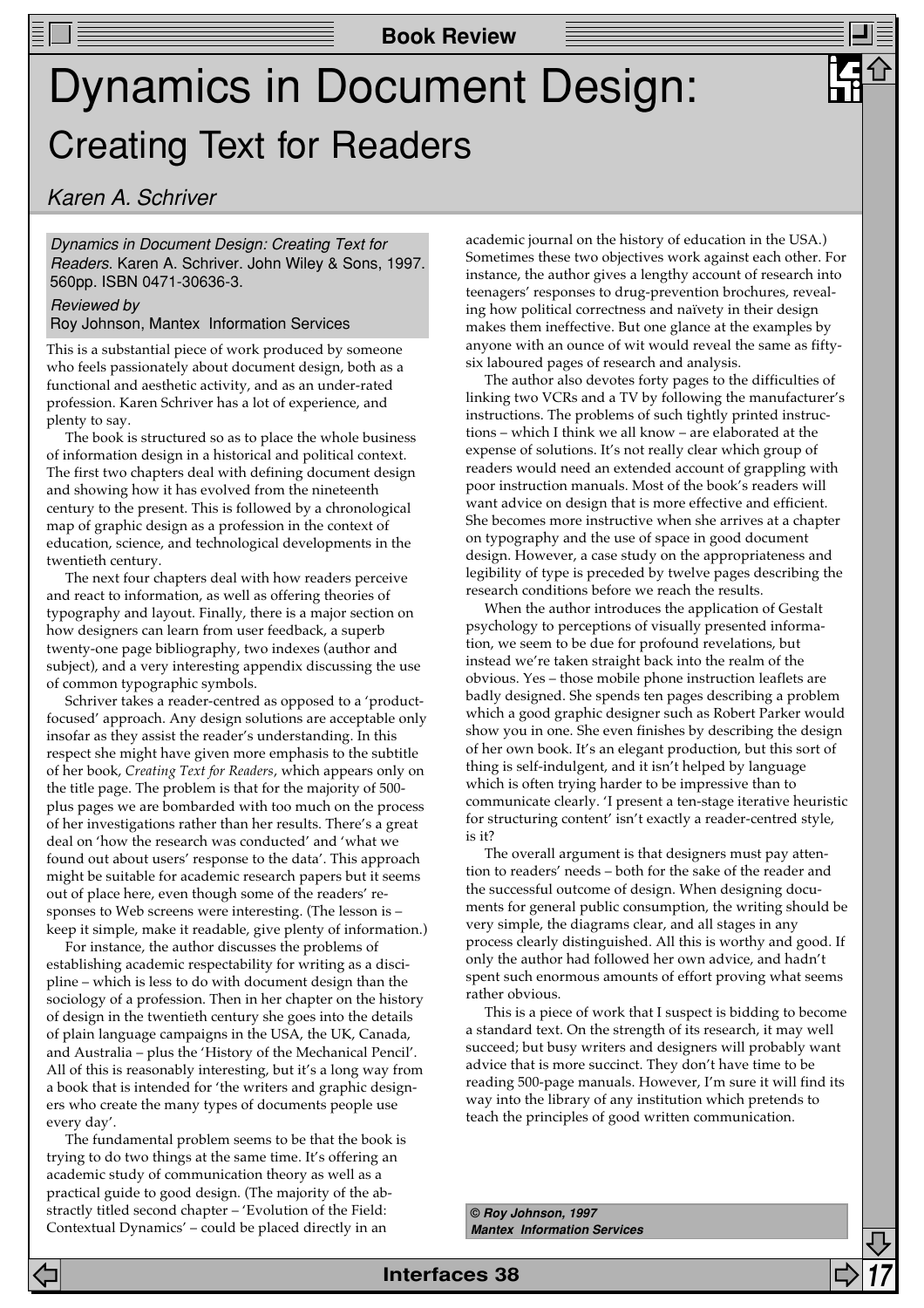# Dynamics in Document Design: Creating Text for Readers

*Karen A. Schriver*

*Dynamics in Document Design: Creating Text for Readers*. Karen A. Schriver. John Wiley & Sons, 1997. 560pp. ISBN 0471-30636-3.

*Reviewed by*
Roy Johnson, Mantex Information Services

This is a substantial piece of work produced by someone who feels passionately about document design, both as a functional and aesthetic activity, and as an under-rated profession. Karen Schriver has a lot of experience, and plenty to say.

The book is structured so as to place the whole business of information design in a historical and political context. The first two chapters deal with defining document design and showing how it has evolved from the nineteenth century to the present. This is followed by a chronological map of graphic design as a profession in the context of education, science, and technological developments in the twentieth century.

The next four chapters deal with how readers perceive and react to information, as well as offering theories of typography and layout. Finally, there is a major section on how designers can learn from user feedback, a superb twenty-one page bibliography, two indexes (author and subject), and a very interesting appendix discussing the use of common typographic symbols.

Schriver takes a reader-centred as opposed to a 'product-focused' approach. Any design solutions are acceptable only insofar as they assist the reader's understanding. In this respect she might have given more emphasis to the subtitle of her book, *Creating Text for Readers*, which appears only on the title page. The problem is that for the majority of 500-plus pages we are bombarded with too much on the process of her investigations rather than her results. There's a great deal on 'how the research was conducted' and 'what we found out about users' response to the data'. This approach might be suitable for academic research papers but it seems out of place here, even though some of the readers' responses to Web screens were interesting. (The lesson is – keep it simple, make it readable, give plenty of information.)

For instance, the author discusses the problems of establishing academic respectability for writing as a discipline – which is less to do with document design than the sociology of a profession. Then in her chapter on the history of design in the twentieth century she goes into the details of plain language campaigns in the USA, the UK, Canada, and Australia – plus the 'History of the Mechanical Pencil'. All of this is reasonably interesting, but it's a long way from a book that is intended for 'the writers and graphic designers who create the many types of documents people use every day'.

The fundamental problem seems to be that the book is trying to do two things at the same time. It's offering an academic study of communication theory as well as a practical guide to good design. (The majority of the abstractly titled second chapter – 'Evolution of the Field: Contextual Dynamics' – could be placed directly in an academic journal on the history of education in the USA.) Sometimes these two objectives work against each other. For instance, the author gives a lengthy account of research into teenagers' responses to drug-prevention brochures, revealing how political correctness and naïvety in their design makes them ineffective. But one glance at the examples by anyone with an ounce of wit would reveal the same as fifty-six laboured pages of research and analysis.

The author also devotes forty pages to the difficulties of linking two VCRs and a TV by following the manufacturer's instructions. The problems of such tightly printed instructions – which I think we all know – are elaborated at the expense of solutions. It's not really clear which group of readers would need an extended account of grappling with poor instruction manuals. Most of the book's readers will want advice on design that is more effective and efficient. She becomes more instructive when she arrives at a chapter on typography and the use of space in good document design. However, a case study on the appropriateness and legibility of type is preceded by twelve pages describing the research conditions before we reach the results.

When the author introduces the application of Gestalt psychology to perceptions of visually presented information, we seem to be due for profound revelations, but instead we're taken straight back into the realm of the obvious. Yes – those mobile phone instruction leaflets are badly designed. She spends ten pages describing a problem which a good graphic designer such as Robert Parker would show you in one. She even finishes by describing the design of her own book. It's an elegant production, but this sort of thing is self-indulgent, and it isn't helped by language which is often trying harder to be impressive than to communicate clearly. 'I present a ten-stage iterative heuristic for structuring content' isn't exactly a reader-centred style, is it?

The overall argument is that designers must pay attention to readers' needs – both for the sake of the reader and the successful outcome of design. When designing documents for general public consumption, the writing should be very simple, the diagrams clear, and all stages in any process clearly distinguished. All this is worthy and good. If only the author had followed her own advice, and hadn't spent such enormous amounts of effort proving what seems rather obvious.

This is a piece of work that I suspect is bidding to become a standard text. On the strength of its research, it may well succeed; but busy writers and designers will probably want advice that is more succinct. They don't have time to be reading 500-page manuals. However, I'm sure it will find its way into the library of any institution which pretends to teach the principles of good written communication.

***© Roy Johnson, 1997***
***Mantex Information Services***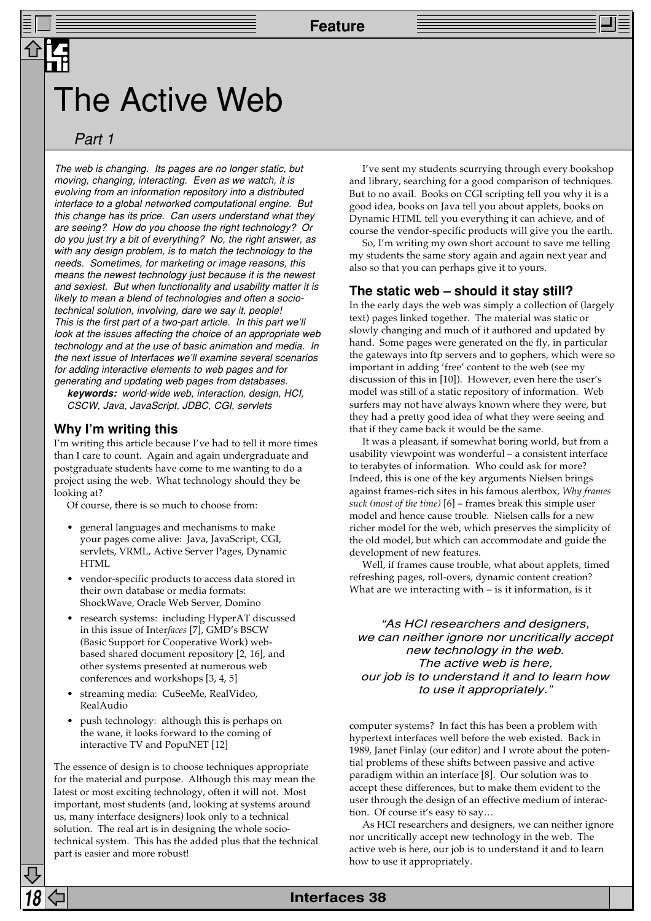# The Active Web

## Part 1

*The web is changing. Its pages are no longer static, but moving, changing, interacting. Even as we watch, it is evolving from an information repository into a distributed interface to a global networked computational engine. But this change has its price. Can users understand what they are seeing? How do you choose the right technology? Or do you just try a bit of everything? No, the right answer, as with any design problem, is to match the technology to the needs. Sometimes, for marketing or image reasons, this means the newest technology just because it is the newest and sexiest. But when functionality and usability matter it is likely to mean a blend of technologies and often a socio-technical solution, involving, dare we say it, people!*

*This is the first part of a two-part article. In this part we'll look at the issues affecting the choice of an appropriate web technology and at the use of basic animation and media. In the next issue of Interfaces we'll examine several scenarios for adding interactive elements to web pages and for generating and updating web pages from databases.*

***keywords:*** *world-wide web, interaction, design, HCI, CSCW, Java, JavaScript, JDBC, CGI, servlets*

### Why I'm writing this

I'm writing this article because I've had to tell it more times than I care to count. Again and again undergraduate and postgraduate students have come to me wanting to do a project using the web. What technology should they be looking at?

Of course, there is so much to choose from:

- general languages and mechanisms to make your pages come alive: Java, JavaScript, CGI, servlets, VRML, Active Server Pages, Dynamic HTML
- vendor-specific products to access data stored in their own database or media formats: ShockWave, Oracle Web Server, Domino
- research systems: including HyperAT discussed in this issue of Inter*faces* [7], GMD's BSCW (Basic Support for Cooperative Work) web-based shared document repository [2, 16], and other systems presented at numerous web conferences and workshops [3, 4, 5]
- streaming media: CuSeeMe, RealVideo, RealAudio
- push technology: although this is perhaps on the wane, it looks forward to the coming of interactive TV and PopuNET [12]

The essence of design is to choose techniques appropriate for the material and purpose. Although this may mean the latest or most exciting technology, often it will not. Most important, most students (and, looking at systems around us, many interface designers) look only to a technical solution. The real art is in designing the whole socio-technical system. This has the added plus that the technical part is easier and more robust!

I've sent my students scurrying through every bookshop and library, searching for a good comparison of techniques. But to no avail. Books on CGI scripting tell you why it is a good idea, books on Java tell you about applets, books on Dynamic HTML tell you everything it can achieve, and of course the vendor-specific products will give you the earth.

So, I'm writing my own short account to save me telling my students the same story again and again next year and also so that you can perhaps give it to yours.

### The static web – should it stay still?

In the early days the web was simply a collection of (largely text) pages linked together. The material was static or slowly changing and much of it authored and updated by hand. Some pages were generated on the fly, in particular the gateways into ftp servers and to gophers, which were so important in adding 'free' content to the web (see my discussion of this in [10]). However, even here the user's model was still of a static repository of information. Web surfers may not have always known where they were, but they had a pretty good idea of what they were seeing and that if they came back it would be the same.

It was a pleasant, if somewhat boring world, but from a usability viewpoint was wonderful – a consistent interface to terabytes of information. Who could ask for more? Indeed, this is one of the key arguments Nielsen brings against frames-rich sites in his famous alertbox, *Why frames suck (most of the time)* [6] – frames break this simple user model and hence cause trouble. Nielsen calls for a new richer model for the web, which preserves the simplicity of the old model, but which can accommodate and guide the development of new features.

Well, if frames cause trouble, what about applets, timed refreshing pages, roll-overs, dynamic content creation? What are we interacting with – is it information, is it computer systems? In fact this has been a problem with hypertext interfaces well before the web existed. Back in 1989, Janet Finlay (our editor) and I wrote about the potential problems of these shifts between passive and active paradigm within an interface [8]. Our solution was to accept these differences, but to make them evident to the user through the design of an effective medium of interaction. Of course it's easy to say…

> *"As HCI researchers and designers, we can neither ignore nor uncritically accept new technology in the web. The active web is here, our job is to understand it and to learn how to use it appropriately."*

As HCI researchers and designers, we can neither ignore nor uncritically accept new technology in the web. The active web is here, our job is to understand it and to learn how to use it appropriately.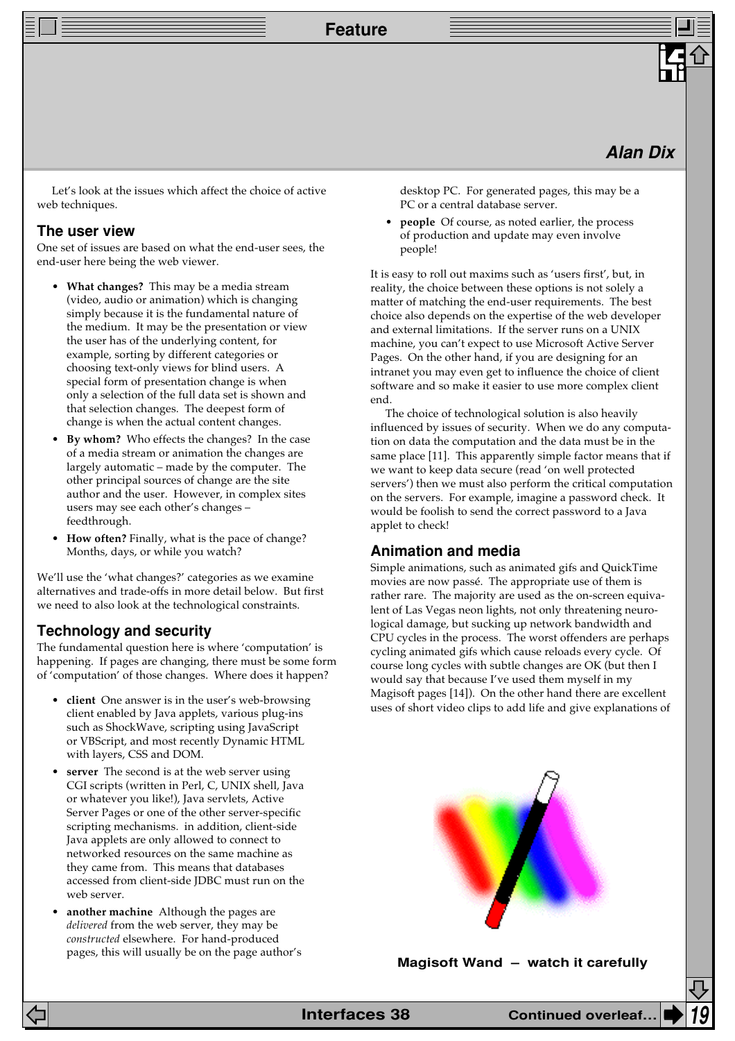Alan Dix

Let's look at the issues which affect the choice of active web techniques.

## The user view

One set of issues are based on what the end-user sees, the end-user here being the web viewer.

- **What changes?** This may be a media stream (video, audio or animation) which is changing simply because it is the fundamental nature of the medium. It may be the presentation or view the user has of the underlying content, for example, sorting by different categories or choosing text-only views for blind users. A special form of presentation change is when only a selection of the full data set is shown and that selection changes. The deepest form of change is when the actual content changes.
- **By whom?** Who effects the changes? In the case of a media stream or animation the changes are largely automatic – made by the computer. The other principal sources of change are the site author and the user. However, in complex sites users may see each other's changes – feedthrough.
- **How often?** Finally, what is the pace of change? Months, days, or while you watch?

We'll use the 'what changes?' categories as we examine alternatives and trade-offs in more detail below. But first we need to also look at the technological constraints.

## Technology and security

The fundamental question here is where 'computation' is happening. If pages are changing, there must be some form of 'computation' of those changes. Where does it happen?

- **client** One answer is in the user's web-browsing client enabled by Java applets, various plug-ins such as ShockWave, scripting using JavaScript or VBScript, and most recently Dynamic HTML with layers, CSS and DOM.
- **server** The second is at the web server using CGI scripts (written in Perl, C, UNIX shell, Java or whatever you like!), Java servlets, Active Server Pages or one of the other server-specific scripting mechanisms. in addition, client-side Java applets are only allowed to connect to networked resources on the same machine as they came from. This means that databases accessed from client-side JDBC must run on the web server.
- **another machine** Although the pages are *delivered* from the web server, they may be *constructed* elsewhere. For hand-produced pages, this will usually be on the page author's desktop PC. For generated pages, this may be a PC or a central database server.
- **people** Of course, as noted earlier, the process of production and update may even involve people!

It is easy to roll out maxims such as 'users first', but, in reality, the choice between these options is not solely a matter of matching the end-user requirements. The best choice also depends on the expertise of the web developer and external limitations. If the server runs on a UNIX machine, you can't expect to use Microsoft Active Server Pages. On the other hand, if you are designing for an intranet you may even get to influence the choice of client software and so make it easier to use more complex client end.

The choice of technological solution is also heavily influenced by issues of security. When we do any computation on data the computation and the data must be in the same place [11]. This apparently simple factor means that if we want to keep data secure (read 'on well protected servers') then we must also perform the critical computation on the servers. For example, imagine a password check. It would be foolish to send the correct password to a Java applet to check!

## Animation and media

Simple animations, such as animated gifs and QuickTime movies are now passé. The appropriate use of them is rather rare. The majority are used as the on-screen equivalent of Las Vegas neon lights, not only threatening neurological damage, but sucking up network bandwidth and CPU cycles in the process. The worst offenders are perhaps cycling animated gifs which cause reloads every cycle. Of course long cycles with subtle changes are OK (but then I would say that because I've used them myself in my Magisoft pages [14]). On the other hand there are excellent uses of short video clips to add life and give explanations of

**Magisoft Wand – watch it carefully**

Continued overleaf…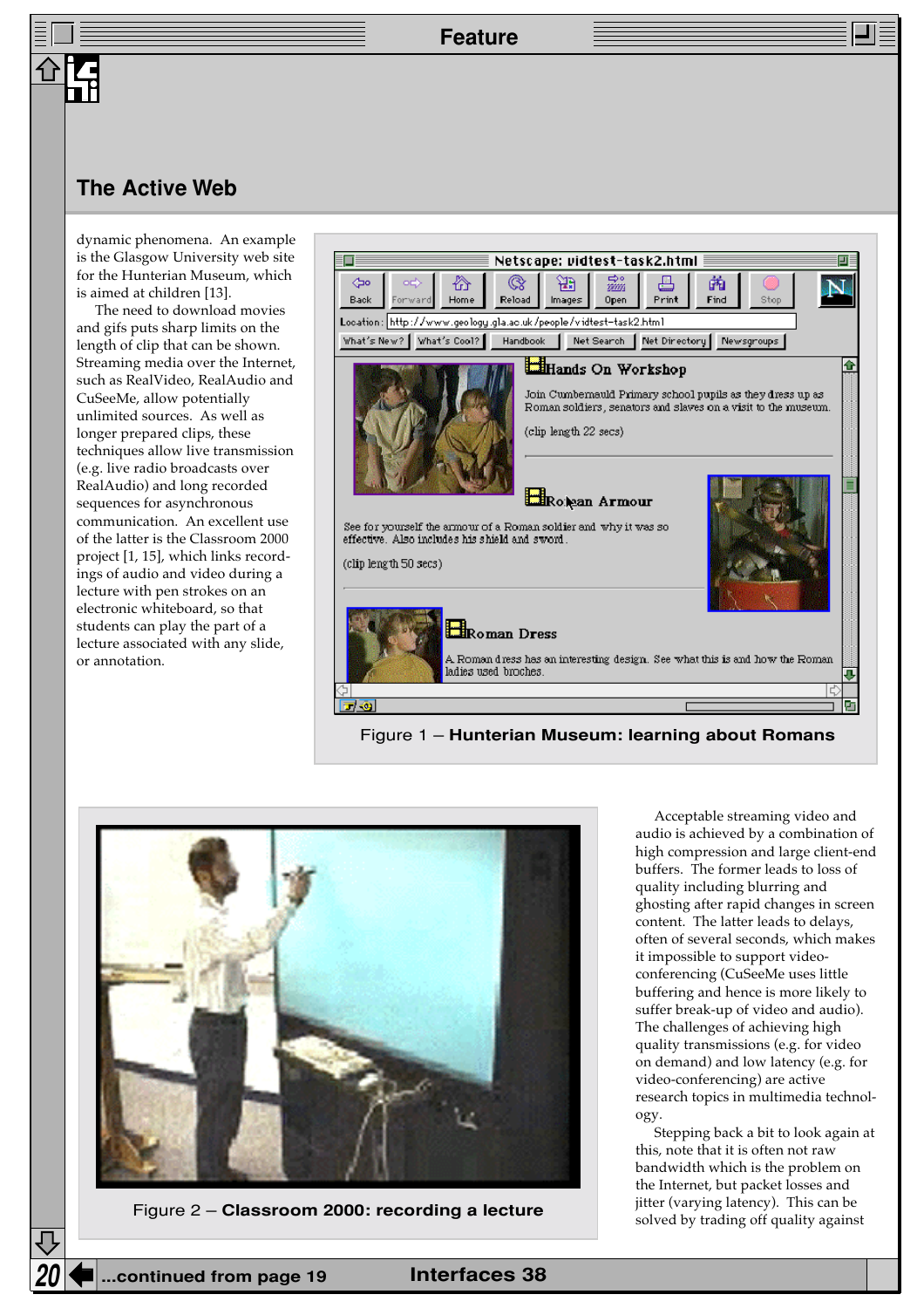## The Active Web

dynamic phenomena. An example is the Glasgow University web site for the Hunterian Museum, which is aimed at children [13].

The need to download movies and gifs puts sharp limits on the length of clip that can be shown. Streaming media over the Internet, such as RealVideo, RealAudio and CuSeeMe, allow potentially unlimited sources. As well as longer prepared clips, these techniques allow live transmission (e.g. live radio broadcasts over RealAudio) and long recorded sequences for asynchronous communication. An excellent use of the latter is the Classroom 2000 project [1, 15], which links recordings of audio and video during a lecture with pen strokes on an electronic whiteboard, so that students can play the part of a lecture associated with any slide, or annotation.

Figure 1 – **Hunterian Museum: learning about Romans**

Figure 2 – **Classroom 2000: recording a lecture**

Acceptable streaming video and audio is achieved by a combination of high compression and large client-end buffers. The former leads to loss of quality including blurring and ghosting after rapid changes in screen content. The latter leads to delays, often of several seconds, which makes it impossible to support video-conferencing (CuSeeMe uses little buffering and hence is more likely to suffer break-up of video and audio). The challenges of achieving high quality transmissions (e.g. for video on demand) and low latency (e.g. for video-conferencing) are active research topics in multimedia technology.

Stepping back a bit to look again at this, note that it is often not raw bandwidth which is the problem on the Internet, but packet losses and jitter (varying latency). This can be solved by trading off quality against

...continued from page 19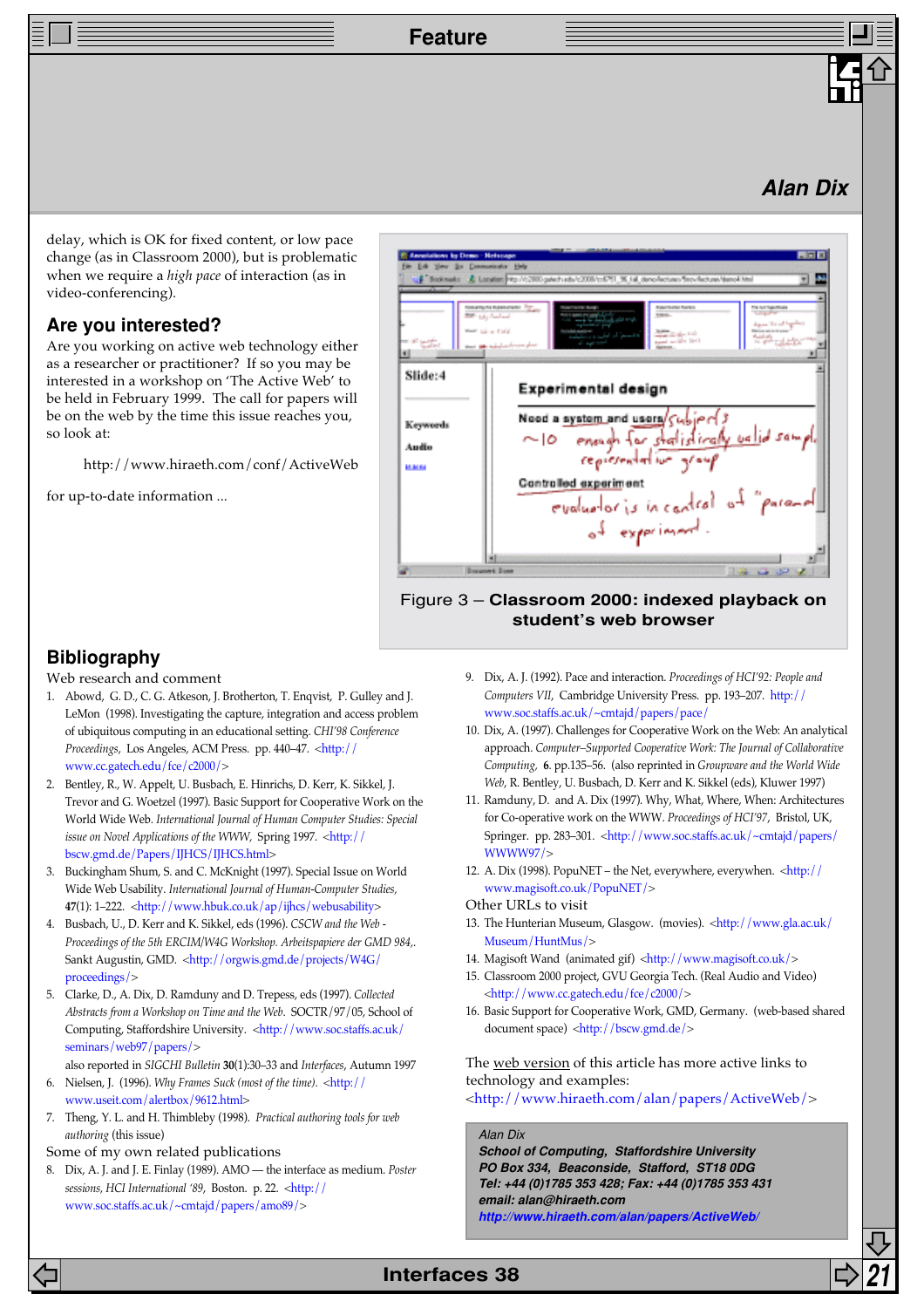delay, which is OK for fixed content, or low pace change (as in Classroom 2000), but is problematic when we require a *high pace* of interaction (as in video-conferencing).

## Are you interested?

Are you working on active web technology either as a researcher or practitioner? If so you may be interested in a workshop on 'The Active Web' to be held in February 1999. The call for papers will be on the web by the time this issue reaches you, so look at:

http://www.hiraeth.com/conf/ActiveWeb

for up-to-date information ...

Figure 3 – **Classroom 2000: indexed playback on student's web browser**

## Bibliography

Web research and comment

1. Abowd, G. D., C. G. Atkeson, J. Brotherton, T. Enqvist, P. Gulley and J. LeMon (1998). Investigating the capture, integration and access problem of ubiquitous computing in an educational setting. *CHI'98 Conference Proceedings*, Los Angeles, ACM Press. pp. 440–47. <http://www.cc.gatech.edu/fce/c2000/>
2. Bentley, R., W. Appelt, U. Busbach, E. Hinrichs, D. Kerr, K. Sikkel, J. Trevor and G. Woetzel (1997). Basic Support for Cooperative Work on the World Wide Web. *International Journal of Human Computer Studies: Special issue on Novel Applications of the WWW*, Spring 1997. <http://bscw.gmd.de/Papers/IJHCS/IJHCS.html>
3. Buckingham Shum, S. and C. McKnight (1997). Special Issue on World Wide Web Usability. *International Journal of Human-Computer Studies*, **47**(1): 1–222. <http://www.hbuk.co.uk/ap/ijhcs/webusability>
4. Busbach, U., D. Kerr and K. Sikkel, eds (1996). *CSCW and the Web - Proceedings of the 5th ERCIM/W4G Workshop. Arbeitspapiere der GMD 984*,. Sankt Augustin, GMD. <http://orgwis.gmd.de/projects/W4G/proceedings/>
5. Clarke, D., A. Dix, D. Ramduny and D. Trepess, eds (1997). *Collected Abstracts from a Workshop on Time and the Web*. SOCTR/97/05, School of Computing, Staffordshire University. <http://www.soc.staffs.ac.uk/seminars/web97/papers/>
also reported in *SIGCHI Bulletin* **30**(1):30–33 and *Interfaces*, Autumn 1997
6. Nielsen, J. (1996). *Why Frames Suck (most of the time)*. <http://www.useit.com/alertbox/9612.html>
7. Theng, Y. L. and H. Thimbleby (1998). *Practical authoring tools for web authoring* (this issue)

Some of my own related publications

8. Dix, A. J. and J. E. Finlay (1989). AMO — the interface as medium. *Poster sessions, HCI International '89*, Boston. p. 22. <http://www.soc.staffs.ac.uk/~cmtajd/papers/amo89/>
9. Dix, A. J. (1992). Pace and interaction. *Proceedings of HCI'92: People and Computers VII*, Cambridge University Press. pp. 193–207. http://www.soc.staffs.ac.uk/~cmtajd/papers/pace/
10. Dix, A. (1997). Challenges for Cooperative Work on the Web: An analytical approach. *Computer–Supported Cooperative Work: The Journal of Collaborative Computing*, **6**. pp.135–56. (also reprinted in *Groupware and the World Wide Web*, R. Bentley, U. Busbach, D. Kerr and K. Sikkel (eds), Kluwer 1997)
11. Ramduny, D. and A. Dix (1997). Why, What, Where, When: Architectures for Co-operative work on the WWW. *Proceedings of HCI'97*, Bristol, UK, Springer. pp. 283–301. <http://www.soc.staffs.ac.uk/~cmtajd/papers/WWWW97/>
12. A. Dix (1998). PopuNET – the Net, everywhere, everywhen. <http://www.magisoft.co.uk/PopuNET/>

Other URLs to visit

13. The Hunterian Museum, Glasgow. (movies). <http://www.gla.ac.uk/Museum/HuntMus/>
14. Magisoft Wand (animated gif) <http://www.magisoft.co.uk/>
15. Classroom 2000 project, GVU Georgia Tech. (Real Audio and Video) <http://www.cc.gatech.edu/fce/c2000/>
16. Basic Support for Cooperative Work, GMD, Germany. (web-based shared document space) <http://bscw.gmd.de/>

The web version of this article has more active links to technology and examples:
<http://www.hiraeth.com/alan/papers/ActiveWeb/>

*Alan Dix*
***School of Computing, Staffordshire University***
***PO Box 334, Beaconside, Stafford, ST18 0DG***
***Tel: +44 (0)1785 353 428; Fax: +44 (0)1785 353 431***
***email: alan@hiraeth.com***
***http://www.hiraeth.com/alan/papers/ActiveWeb/***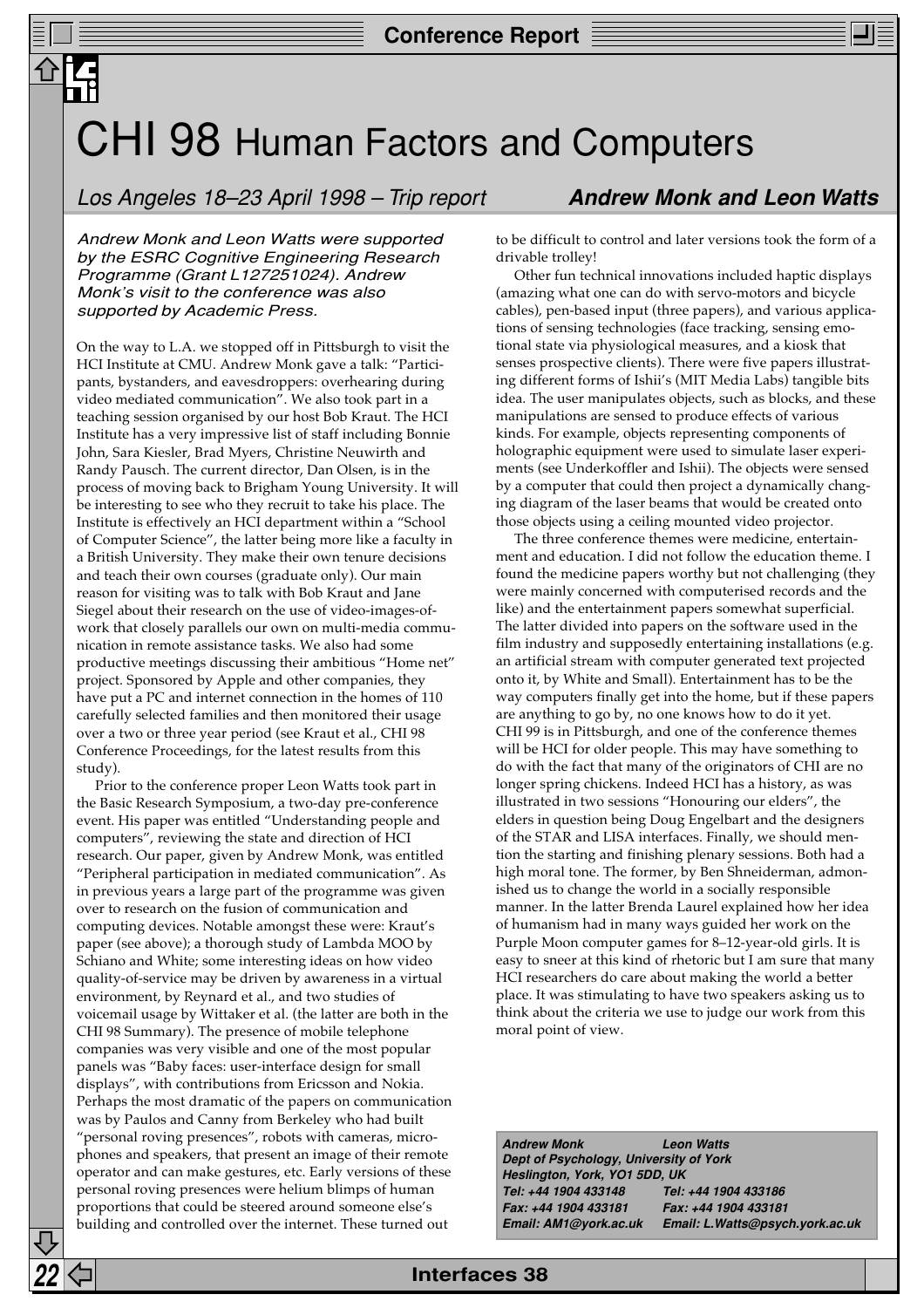# CHI 98 Human Factors and Computers

*Los Angeles 18–23 April 1998 – Trip report* **Andrew Monk and Leon Watts**

*Andrew Monk and Leon Watts were supported by the ESRC Cognitive Engineering Research Programme (Grant L127251024). Andrew Monk's visit to the conference was also supported by Academic Press.*

On the way to L.A. we stopped off in Pittsburgh to visit the HCI Institute at CMU. Andrew Monk gave a talk: "Participants, bystanders, and eavesdroppers: overhearing during video mediated communication". We also took part in a teaching session organised by our host Bob Kraut. The HCI Institute has a very impressive list of staff including Bonnie John, Sara Kiesler, Brad Myers, Christine Neuwirth and Randy Pausch. The current director, Dan Olsen, is in the process of moving back to Brigham Young University. It will be interesting to see who they recruit to take his place. The Institute is effectively an HCI department within a "School of Computer Science", the latter being more like a faculty in a British University. They make their own tenure decisions and teach their own courses (graduate only). Our main reason for visiting was to talk with Bob Kraut and Jane Siegel about their research on the use of video-images-of-work that closely parallels our own on multi-media communication in remote assistance tasks. We also had some productive meetings discussing their ambitious "Home net" project. Sponsored by Apple and other companies, they have put a PC and internet connection in the homes of 110 carefully selected families and then monitored their usage over a two or three year period (see Kraut et al., CHI 98 Conference Proceedings, for the latest results from this study).

Prior to the conference proper Leon Watts took part in the Basic Research Symposium, a two-day pre-conference event. His paper was entitled "Understanding people and computers", reviewing the state and direction of HCI research. Our paper, given by Andrew Monk, was entitled "Peripheral participation in mediated communication". As in previous years a large part of the programme was given over to research on the fusion of communication and computing devices. Notable amongst these were: Kraut's paper (see above); a thorough study of Lambda MOO by Schiano and White; some interesting ideas on how video quality-of-service may be driven by awareness in a virtual environment, by Reynard et al., and two studies of voicemail usage by Wittaker et al. (the latter are both in the CHI 98 Summary). The presence of mobile telephone companies was very visible and one of the most popular panels was "Baby faces: user-interface design for small displays", with contributions from Ericsson and Nokia. Perhaps the most dramatic of the papers on communication was by Paulos and Canny from Berkeley who had built "personal roving presences", robots with cameras, microphones and speakers, that present an image of their remote operator and can make gestures, etc. Early versions of these personal roving presences were helium blimps of human proportions that could be steered around someone else's building and controlled over the internet. These turned out to be difficult to control and later versions took the form of a drivable trolley!

Other fun technical innovations included haptic displays (amazing what one can do with servo-motors and bicycle cables), pen-based input (three papers), and various applications of sensing technologies (face tracking, sensing emotional state via physiological measures, and a kiosk that senses prospective clients). There were five papers illustrating different forms of Ishii's (MIT Media Labs) tangible bits idea. The user manipulates objects, such as blocks, and these manipulations are sensed to produce effects of various kinds. For example, objects representing components of holographic equipment were used to simulate laser experiments (see Underkoffler and Ishii). The objects were sensed by a computer that could then project a dynamically changing diagram of the laser beams that would be created onto those objects using a ceiling mounted video projector.

The three conference themes were medicine, entertainment and education. I did not follow the education theme. I found the medicine papers worthy but not challenging (they were mainly concerned with computerised records and the like) and the entertainment papers somewhat superficial. The latter divided into papers on the software used in the film industry and supposedly entertaining installations (e.g. an artificial stream with computer generated text projected onto it, by White and Small). Entertainment has to be the way computers finally get into the home, but if these papers are anything to go by, no one knows how to do it yet. CHI 99 is in Pittsburgh, and one of the conference themes will be HCI for older people. This may have something to do with the fact that many of the originators of CHI are no longer spring chickens. Indeed HCI has a history, as was illustrated in two sessions "Honouring our elders", the elders in question being Doug Engelbart and the designers of the STAR and LISA interfaces. Finally, we should mention the starting and finishing plenary sessions. Both had a high moral tone. The former, by Ben Shneiderman, admonished us to change the world in a socially responsible manner. In the latter Brenda Laurel explained how her idea of humanism had in many ways guided her work on the Purple Moon computer games for 8–12-year-old girls. It is easy to sneer at this kind of rhetoric but I am sure that many HCI researchers do care about making the world a better place. It was stimulating to have two speakers asking us to think about the criteria we use to judge our work from this moral point of view.

***Andrew Monk*** — ***Leon Watts***
***Dept of Psychology, University of York***
***Heslington, York, YO1 5DD, UK***
***Tel: +44 1904 433148*** — ***Tel: +44 1904 433186***
***Fax: +44 1904 433181*** — ***Fax: +44 1904 433181***
***Email: AM1@york.ac.uk*** — ***Email: L.Watts@psych.york.ac.uk***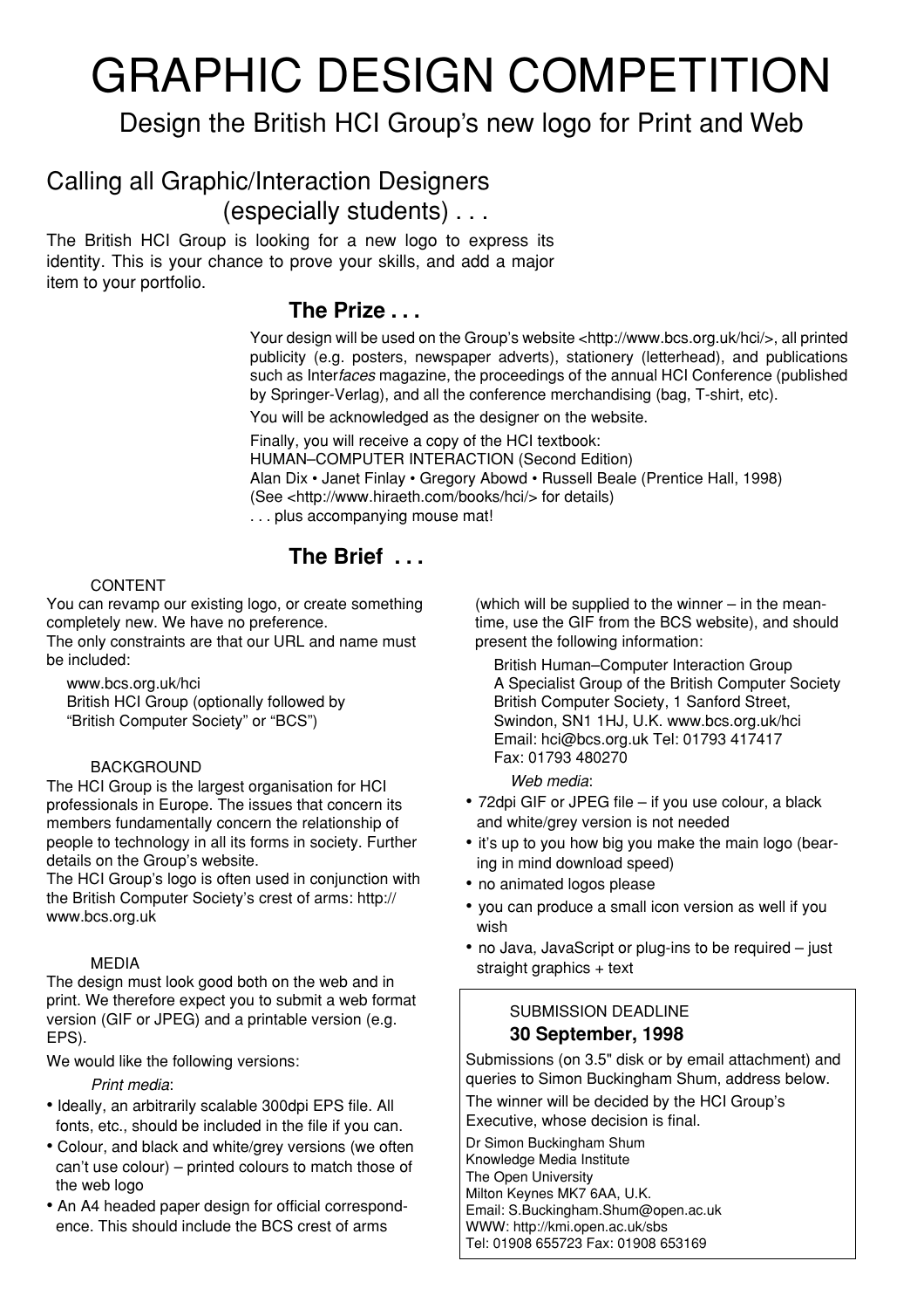# GRAPHIC DESIGN COMPETITION

## Design the British HCI Group's new logo for Print and Web

## Calling all Graphic/Interaction Designers (especially students) . . .

The British HCI Group is looking for a new logo to express its identity. This is your chance to prove your skills, and add a major item to your portfolio.

### The Prize . . .

Your design will be used on the Group's website <http://www.bcs.org.uk/hci/>, all printed publicity (e.g. posters, newspaper adverts), stationery (letterhead), and publications such as Inter*faces* magazine, the proceedings of the annual HCI Conference (published by Springer-Verlag), and all the conference merchandising (bag, T-shirt, etc).

You will be acknowledged as the designer on the website.

Finally, you will receive a copy of the HCI textbook:
HUMAN–COMPUTER INTERACTION (Second Edition)
Alan Dix • Janet Finlay • Gregory Abowd • Russell Beale (Prentice Hall, 1998)
(See <http://www.hiraeth.com/books/hci/> for details)
. . . plus accompanying mouse mat!

### The Brief . . .

CONTENT

You can revamp our existing logo, or create something completely new. We have no preference.
The only constraints are that our URL and name must be included:

www.bcs.org.uk/hci
British HCI Group (optionally followed by "British Computer Society" or "BCS")

BACKGROUND

The HCI Group is the largest organisation for HCI professionals in Europe. The issues that concern its members fundamentally concern the relationship of people to technology in all its forms in society. Further details on the Group's website.
The HCI Group's logo is often used in conjunction with the British Computer Society's crest of arms: http://www.bcs.org.uk

MEDIA

The design must look good both on the web and in print. We therefore expect you to submit a web format version (GIF or JPEG) and a printable version (e.g. EPS).

We would like the following versions:

*Print media*:

- Ideally, an arbitrarily scalable 300dpi EPS file. All fonts, etc., should be included in the file if you can.
- Colour, and black and white/grey versions (we often can't use colour) – printed colours to match those of the web logo
- An A4 headed paper design for official correspondence. This should include the BCS crest of arms (which will be supplied to the winner – in the meantime, use the GIF from the BCS website), and should present the following information:

British Human–Computer Interaction Group
A Specialist Group of the British Computer Society
British Computer Society, 1 Sanford Street, Swindon, SN1 1HJ, U.K. www.bcs.org.uk/hci
Email: hci@bcs.org.uk Tel: 01793 417417
Fax: 01793 480270

*Web media*:

- 72dpi GIF or JPEG file – if you use colour, a black and white/grey version is not needed
- it's up to you how big you make the main logo (bearing in mind download speed)
- no animated logos please
- you can produce a small icon version as well if you wish
- no Java, JavaScript or plug-ins to be required – just straight graphics + text

SUBMISSION DEADLINE
**30 September, 1998**

Submissions (on 3.5" disk or by email attachment) and queries to Simon Buckingham Shum, address below.

The winner will be decided by the HCI Group's Executive, whose decision is final.

Dr Simon Buckingham Shum
Knowledge Media Institute
The Open University
Milton Keynes MK7 6AA, U.K.
Email: S.Buckingham.Shum@open.ac.uk
WWW: http://kmi.open.ac.uk/sbs
Tel: 01908 655723 Fax: 01908 653169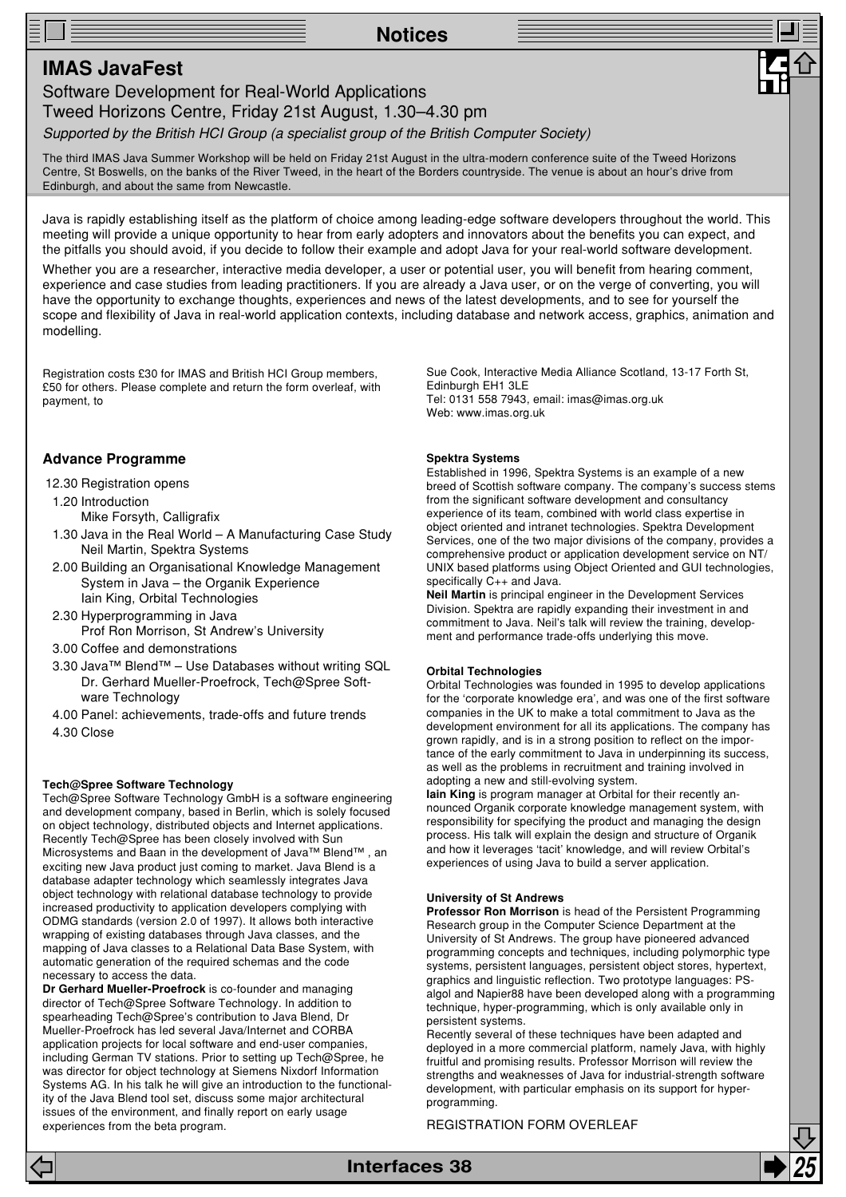# IMAS JavaFest

## Software Development for Real-World Applications

## Tweed Horizons Centre, Friday 21st August, 1.30–4.30 pm

*Supported by the British HCI Group (a specialist group of the British Computer Society)*

The third IMAS Java Summer Workshop will be held on Friday 21st August in the ultra-modern conference suite of the Tweed Horizons Centre, St Boswells, on the banks of the River Tweed, in the heart of the Borders countryside. The venue is about an hour's drive from Edinburgh, and about the same from Newcastle.

Java is rapidly establishing itself as the platform of choice among leading-edge software developers throughout the world. This meeting will provide a unique opportunity to hear from early adopters and innovators about the benefits you can expect, and the pitfalls you should avoid, if you decide to follow their example and adopt Java for your real-world software development.

Whether you are a researcher, interactive media developer, a user or potential user, you will benefit from hearing comment, experience and case studies from leading practitioners. If you are already a Java user, or on the verge of converting, you will have the opportunity to exchange thoughts, experiences and news of the latest developments, and to see for yourself the scope and flexibility of Java in real-world application contexts, including database and network access, graphics, animation and modelling.

Registration costs £30 for IMAS and British HCI Group members, £50 for others. Please complete and return the form overleaf, with payment, to

Sue Cook, Interactive Media Alliance Scotland, 13-17 Forth St, Edinburgh EH1 3LE
Tel: 0131 558 7943, email: imas@imas.org.uk
Web: www.imas.org.uk

### Advance Programme

- 12.30 Registration opens
- 1.20 Introduction
  Mike Forsyth, Calligrafix
- 1.30 Java in the Real World – A Manufacturing Case Study
  Neil Martin, Spektra Systems
- 2.00 Building an Organisational Knowledge Management System in Java – the Organik Experience
  Iain King, Orbital Technologies
- 2.30 Hyperprogramming in Java
  Prof Ron Morrison, St Andrew's University
- 3.00 Coffee and demonstrations
- 3.30 Java™ Blend™ – Use Databases without writing SQL
  Dr. Gerhard Mueller-Proefrock, Tech@Spree Software Technology
- 4.00 Panel: achievements, trade-offs and future trends
- 4.30 Close

#### Tech@Spree Software Technology

Tech@Spree Software Technology GmbH is a software engineering and development company, based in Berlin, which is solely focused on object technology, distributed objects and Internet applications. Recently Tech@Spree has been closely involved with Sun Microsystems and Baan in the development of Java™ Blend™ , an exciting new Java product just coming to market. Java Blend is a database adapter technology which seamlessly integrates Java object technology with relational database technology to provide increased productivity to application developers complying with ODMG standards (version 2.0 of 1997). It allows both interactive wrapping of existing databases through Java classes, and the mapping of Java classes to a Relational Data Base System, with automatic generation of the required schemas and the code necessary to access the data.

**Dr Gerhard Mueller-Proefrock** is co-founder and managing director of Tech@Spree Software Technology. In addition to spearheading Tech@Spree's contribution to Java Blend, Dr Mueller-Proefrock has led several Java/Internet and CORBA application projects for local software and end-user companies, including German TV stations. Prior to setting up Tech@Spree, he was director for object technology at Siemens Nixdorf Information Systems AG. In his talk he will give an introduction to the functionality of the Java Blend tool set, discuss some major architectural issues of the environment, and finally report on early usage experiences from the beta program.

#### Spektra Systems

Established in 1996, Spektra Systems is an example of a new breed of Scottish software company. The company's success stems from the significant software development and consultancy experience of its team, combined with world class expertise in object oriented and intranet technologies. Spektra Development Services, one of the two major divisions of the company, provides a comprehensive product or application development service on NT/UNIX based platforms using Object Oriented and GUI technologies, specifically C++ and Java.

**Neil Martin** is principal engineer in the Development Services Division. Spektra are rapidly expanding their investment in and commitment to Java. Neil's talk will review the training, development and performance trade-offs underlying this move.

#### Orbital Technologies

Orbital Technologies was founded in 1995 to develop applications for the 'corporate knowledge era', and was one of the first software companies in the UK to make a total commitment to Java as the development environment for all its applications. The company has grown rapidly, and is in a strong position to reflect on the importance of the early commitment to Java in underpinning its success, as well as the problems in recruitment and training involved in adopting a new and still-evolving system.

**Iain King** is program manager at Orbital for their recently announced Organik corporate knowledge management system, with responsibility for specifying the product and managing the design process. His talk will explain the design and structure of Organik and how it leverages 'tacit' knowledge, and will review Orbital's experiences of using Java to build a server application.

#### University of St Andrews

**Professor Ron Morrison** is head of the Persistent Programming Research group in the Computer Science Department at the University of St Andrews. The group have pioneered advanced programming concepts and techniques, including polymorphic type systems, persistent languages, persistent object stores, hypertext, graphics and linguistic reflection. Two prototype languages: PS-algol and Napier88 have been developed along with a programming technique, hyper-programming, which is only available only in persistent systems.

Recently several of these techniques have been adapted and deployed in a more commercial platform, namely Java, with highly fruitful and promising results. Professor Morrison will review the strengths and weaknesses of Java for industrial-strength software development, with particular emphasis on its support for hyper-programming.

REGISTRATION FORM OVERLEAF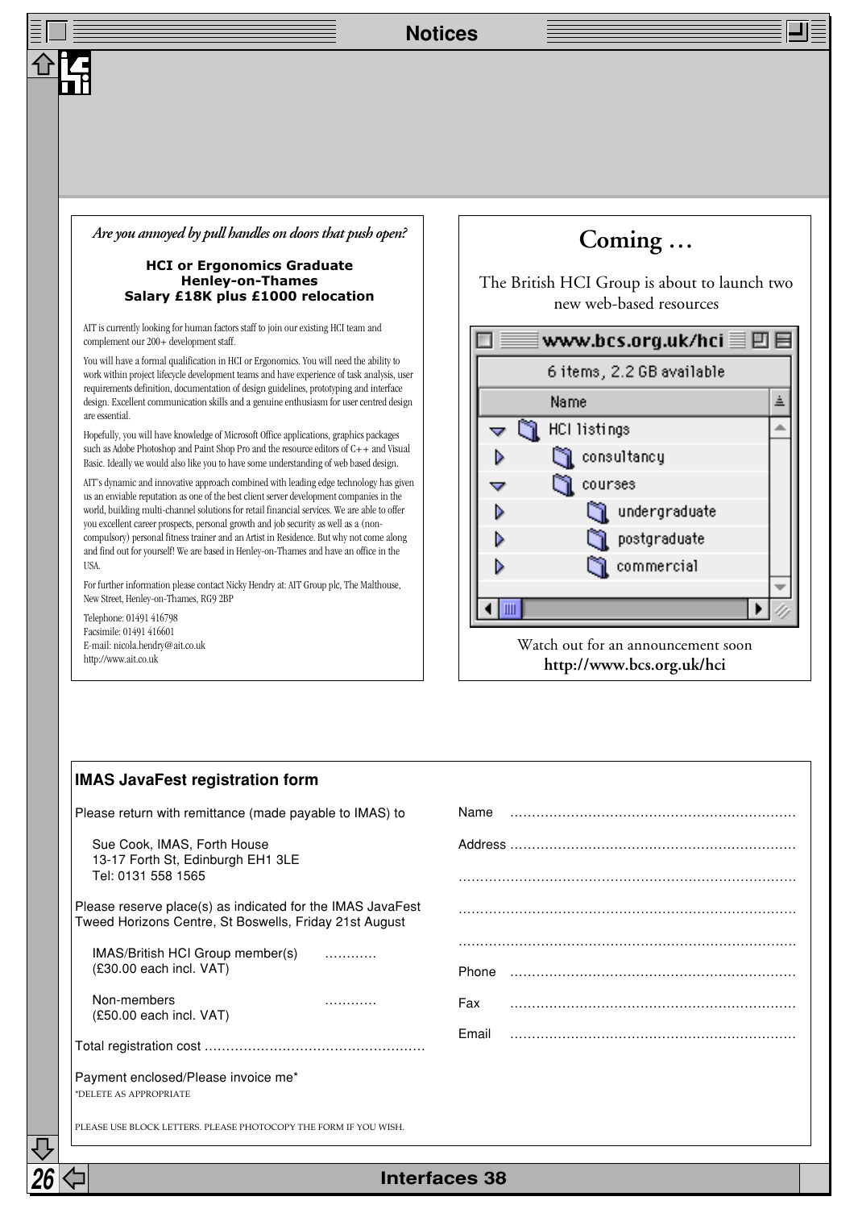## Notices

*Are you annoyed by pull handles on doors that push open?*

**HCI or Ergonomics Graduate**
**Henley-on-Thames**
**Salary £18K plus £1000 relocation**

AIT is currently looking for human factors staff to join our existing HCI team and complement our 200+ development staff.

You will have a formal qualification in HCI or Ergonomics. You will need the ability to work within project lifecycle development teams and have experience of task analysis, user requirements definition, documentation of design guidelines, prototyping and interface design. Excellent communication skills and a genuine enthusiasm for user centred design are essential.

Hopefully, you will have knowledge of Microsoft Office applications, graphics packages such as Adobe Photoshop and Paint Shop Pro and the resource editors of C++ and Visual Basic. Ideally we would also like you to have some understanding of web based design.

AIT's dynamic and innovative approach combined with leading edge technology has given us an enviable reputation as one of the best client server development companies in the world, building multi-channel solutions for retail financial services. We are able to offer you excellent career prospects, personal growth and job security as well as a (non-compulsory) personal fitness trainer and an Artist in Residence. But why not come along and find out for yourself! We are based in Henley-on-Thames and have an office in the USA.

For further information please contact Nicky Hendry at: AIT Group plc, The Malthouse, New Street, Henley-on-Thames, RG9 2BP

Telephone: 01491 416798
Facsimile: 01491 416601
E-mail: nicola.hendry@ait.co.uk
http://www.ait.co.uk

## Coming …

The British HCI Group is about to launch two new web-based resources

www.bcs.org.uk/hci

6 items, 2.2 GB available

Name

- HCI listings
  - consultancy
  - courses
    - undergraduate
    - postgraduate
    - commercial

Watch out for an announcement soon
**http://www.bcs.org.uk/hci**

### IMAS JavaFest registration form

Please return with remittance (made payable to IMAS) to

Sue Cook, IMAS, Forth House
13-17 Forth St, Edinburgh EH1 3LE
Tel: 0131 558 1565

Please reserve place(s) as indicated for the IMAS JavaFest
Tweed Horizons Centre, St Boswells, Friday 21st August

IMAS/British HCI Group member(s) ............
(£30.00 each incl. VAT)

Non-members ............
(£50.00 each incl. VAT)

Total registration cost ..................................................

Payment enclosed/Please invoice me*
*DELETE AS APPROPRIATE

PLEASE USE BLOCK LETTERS. PLEASE PHOTOCOPY THE FORM IF YOU WISH.

Name .................................................................

Address .................................................................

.................................................................

.................................................................

.................................................................

Phone .................................................................

Fax .................................................................

Email .................................................................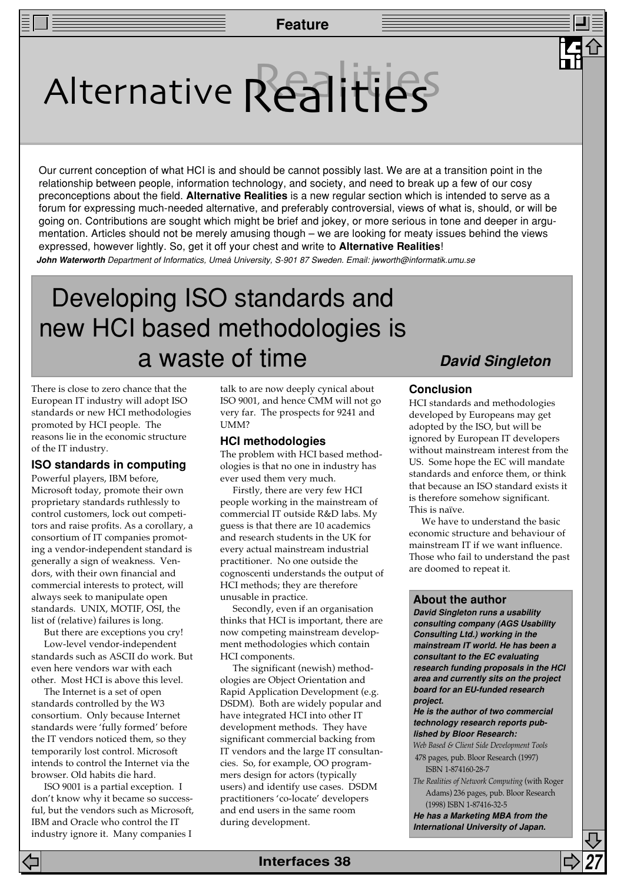Feature

# Alternative Realities

Our current conception of what HCI is and should be cannot possibly last. We are at a transition point in the relationship between people, information technology, and society, and need to break up a few of our cosy preconceptions about the field. **Alternative Realities** is a new regular section which is intended to serve as a forum for expressing much-needed alternative, and preferably controversial, views of what is, should, or will be going on. Contributions are sought which might be brief and jokey, or more serious in tone and deeper in argumentation. Articles should not be merely amusing though – we are looking for meaty issues behind the views expressed, however lightly. So, get it off your chest and write to **Alternative Realities**!

***John Waterworth*** *Department of Informatics, Umeå University, S-901 87 Sweden. Email: jwworth@informatik.umu.se*

## Developing ISO standards and new HCI based methodologies is a waste of time

***David Singleton***

There is close to zero chance that the European IT industry will adopt ISO standards or new HCI methodologies promoted by HCI people. The reasons lie in the economic structure of the IT industry.

### ISO standards in computing

Powerful players, IBM before, Microsoft today, promote their own proprietary standards ruthlessly to control customers, lock out competitors and raise profits. As a corollary, a consortium of IT companies promoting a vendor-independent standard is generally a sign of weakness. Vendors, with their own financial and commercial interests to protect, will always seek to manipulate open standards. UNIX, MOTIF, OSI, the list of (relative) failures is long.

But there are exceptions you cry! Low-level vendor-independent standards such as ASCII do work. But even here vendors war with each other. Most HCI is above this level.

The Internet is a set of open standards controlled by the W3 consortium. Only because Internet standards were 'fully formed' before the IT vendors noticed them, so they temporarily lost control. Microsoft intends to control the Internet via the browser. Old habits die hard.

ISO 9001 is a partial exception. I don't know why it became so successful, but the vendors such as Microsoft, IBM and Oracle who control the IT industry ignore it. Many companies I talk to are now deeply cynical about ISO 9001, and hence CMM will not go very far. The prospects for 9241 and UMM?

### HCI methodologies

The problem with HCI based methodologies is that no one in industry has ever used them very much.

Firstly, there are very few HCI people working in the mainstream of commercial IT outside R&D labs. My guess is that there are 10 academics and research students in the UK for every actual mainstream industrial practitioner. No one outside the cognoscenti understands the output of HCI methods; they are therefore unusable in practice.

Secondly, even if an organisation thinks that HCI is important, there are now competing mainstream development methodologies which contain HCI components.

The significant (newish) methodologies are Object Orientation and Rapid Application Development (e.g. DSDM). Both are widely popular and have integrated HCI into other IT development methods. They have significant commercial backing from IT vendors and the large IT consultancies. So, for example, OO programmers design for actors (typically users) and identify use cases. DSDM practitioners 'co-locate' developers and end users in the same room during development.

### Conclusion

HCI standards and methodologies developed by Europeans may get adopted by the ISO, but will be ignored by European IT developers without mainstream interest from the US. Some hope the EC will mandate standards and enforce them, or think that because an ISO standard exists it is therefore somehow significant. This is naïve.

We have to understand the basic economic structure and behaviour of mainstream IT if we want influence. Those who fail to understand the past are doomed to repeat it.

### About the author

***David Singleton runs a usability consulting company (AGS Usability Consulting Ltd.) working in the mainstream IT world. He has been a consultant to the EC evaluating research funding proposals in the HCI area and currently sits on the project board for an EU-funded research project.***

***He is the author of two commercial technology research reports published by Bloor Research:***

*Web Based & Client Side Development Tools* 478 pages, pub. Bloor Research (1997) ISBN 1-874160-28-7

*The Realities of Network Computing* (with Roger Adams) 236 pages, pub. Bloor Research (1998) ISBN 1-87416-32-5

***He has a Marketing MBA from the International University of Japan.***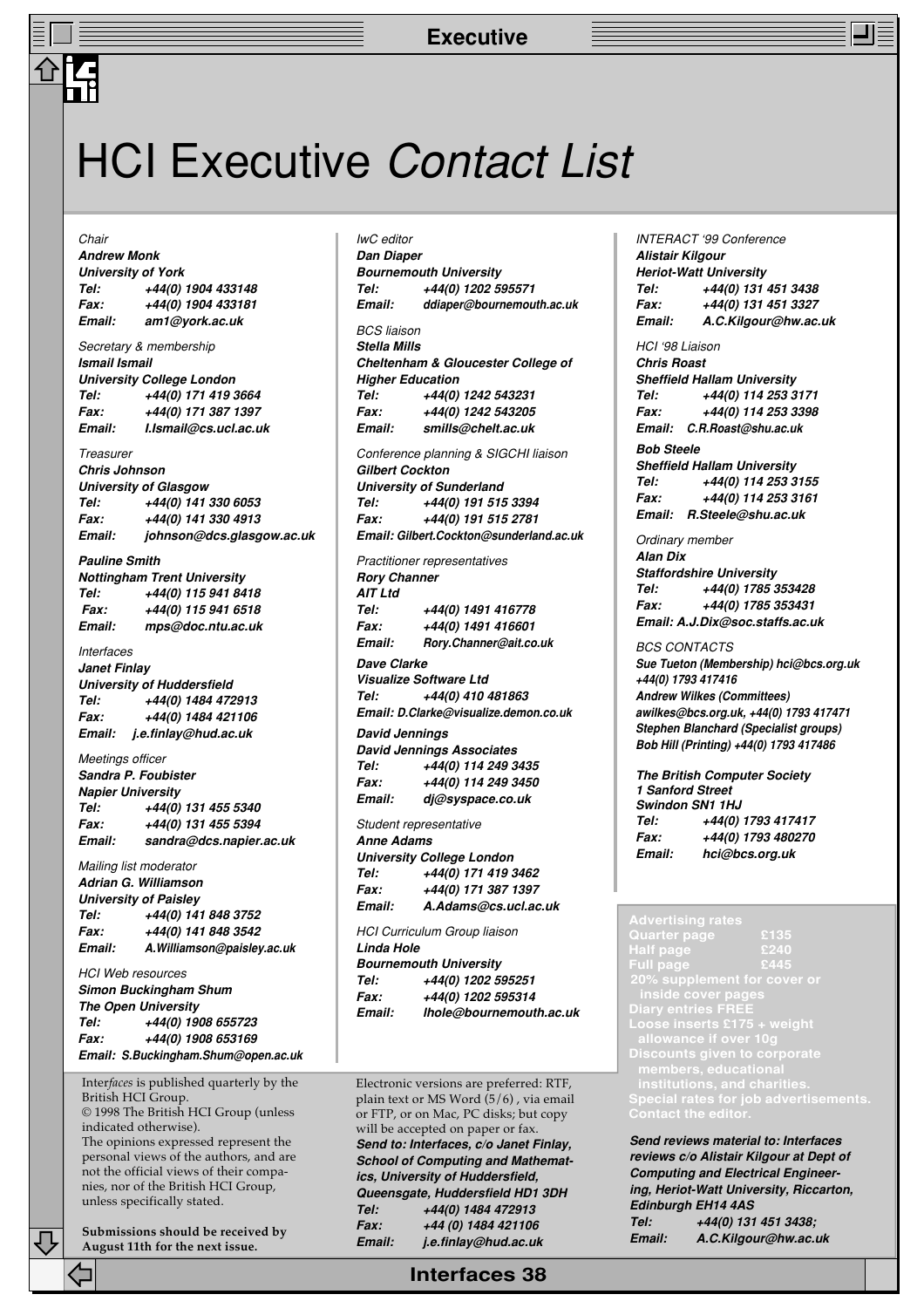# HCI Executive *Contact List*

*Chair*
***Andrew Monk***
***University of York***
***Tel: +44(0) 1904 433148***
***Fax: +44(0) 1904 433181***
***Email: am1@york.ac.uk***

*Secretary & membership*
***Ismail Ismail***
***University College London***
***Tel: +44(0) 171 419 3664***
***Fax: +44(0) 171 387 1397***
***Email: I.Ismail@cs.ucl.ac.uk***

*Treasurer*
***Chris Johnson***
***University of Glasgow***
***Tel: +44(0) 141 330 6053***
***Fax: +44(0) 141 330 4913***
***Email: johnson@dcs.glasgow.ac.uk***

***Pauline Smith***
***Nottingham Trent University***
***Tel: +44(0) 115 941 8418***
***Fax: +44(0) 115 941 6518***
***Email: mps@doc.ntu.ac.uk***

*Interfaces*
***Janet Finlay***
***University of Huddersfield***
***Tel: +44(0) 1484 472913***
***Fax: +44(0) 1484 421106***
***Email: j.e.finlay@hud.ac.uk***

*Meetings officer*
***Sandra P. Foubister***
***Napier University***
***Tel: +44(0) 131 455 5340***
***Fax: +44(0) 131 455 5394***
***Email: sandra@dcs.napier.ac.uk***

*Mailing list moderator*
***Adrian G. Williamson***
***University of Paisley***
***Tel: +44(0) 141 848 3752***
***Fax: +44(0) 141 848 3542***
***Email: A.Williamson@paisley.ac.uk***

*HCI Web resources*
***Simon Buckingham Shum***
***The Open University***
***Tel: +44(0) 1908 655723***
***Fax: +44(0) 1908 653169***
***Email: S.Buckingham.Shum@open.ac.uk***

*IwC editor*
***Dan Diaper***
***Bournemouth University***
***Tel: +44(0) 1202 595571***
***Email: ddiaper@bournemouth.ac.uk***

*BCS liaison*
***Stella Mills***
***Cheltenham & Gloucester College of Higher Education***
***Tel: +44(0) 1242 543231***
***Fax: +44(0) 1242 543205***
***Email: smills@chelt.ac.uk***

*Conference planning & SIGCHI liaison*
***Gilbert Cockton***
***University of Sunderland***
***Tel: +44(0) 191 515 3394***
***Fax: +44(0) 191 515 2781***
***Email: Gilbert.Cockton@sunderland.ac.uk***

*Practitioner representatives*
***Rory Channer***
***AIT Ltd***
***Tel: +44(0) 1491 416778***
***Fax: +44(0) 1491 416601***
***Email: Rory.Channer@ait.co.uk***

***Dave Clarke***
***Visualize Software Ltd***
***Tel: +44(0) 410 481863***
***Email: D.Clarke@visualize.demon.co.uk***

***David Jennings***
***David Jennings Associates***
***Tel: +44(0) 114 249 3435***
***Fax: +44(0) 114 249 3450***
***Email: dj@syspace.co.uk***

*Student representative*
***Anne Adams***
***University College London***
***Tel: +44(0) 171 419 3462***
***Fax: +44(0) 171 387 1397***
***Email: A.Adams@cs.ucl.ac.uk***

*HCI Curriculum Group liaison*
***Linda Hole***
***Bournemouth University***
***Tel: +44(0) 1202 595251***
***Fax: +44(0) 1202 595314***
***Email: lhole@bournemouth.ac.uk***

*INTERACT '99 Conference*
***Alistair Kilgour***
***Heriot-Watt University***
***Tel: +44(0) 131 451 3438***
***Fax: +44(0) 131 451 3327***
***Email: A.C.Kilgour@hw.ac.uk***

*HCI '98 Liaison*
***Chris Roast***
***Sheffield Hallam University***
***Tel: +44(0) 114 253 3171***
***Fax: +44(0) 114 253 3398***
***Email: C.R.Roast@shu.ac.uk***

***Bob Steele***
***Sheffield Hallam University***
***Tel: +44(0) 114 253 3155***
***Fax: +44(0) 114 253 3161***
***Email: R.Steele@shu.ac.uk***

*Ordinary member*
***Alan Dix***
***Staffordshire University***
***Tel: +44(0) 1785 353428***
***Fax: +44(0) 1785 353431***
***Email: A.J.Dix@soc.staffs.ac.uk***

*BCS CONTACTS*
***Sue Tueton (Membership) hci@bcs.org.uk +44(0) 1793 417416***
***Andrew Wilkes (Committees) awilkes@bcs.org.uk, +44(0) 1793 417471***
***Stephen Blanchard (Specialist groups)***
***Bob Hill (Printing) +44(0) 1793 417486***

***The British Computer Society***
***1 Sanford Street***
***Swindon SN1 1HJ***
***Tel: +44(0) 1793 417417***
***Fax: +44(0) 1793 480270***
***Email: hci@bcs.org.uk***

Inter*faces* is published quarterly by the British HCI Group.
© 1998 The British HCI Group (unless indicated otherwise).
The opinions expressed represent the personal views of the authors, and are not the official views of their companies, nor of the British HCI Group, unless specifically stated.

**Submissions should be received by August 11th for the next issue.**

Electronic versions are preferred: RTF, plain text or MS Word (5/6), via email or FTP, or on Mac, PC disks; but copy will be accepted on paper or fax.
***Send to: Interfaces, c/o Janet Finlay, School of Computing and Mathematics, University of Huddersfield, Queensgate, Huddersfield HD1 3DH***
***Tel: +44(0) 1484 472913***
***Fax: +44 (0) 1484 421106***
***Email: j.e.finlay@hud.ac.uk***

**Advertising rates**

| | |
|---|---|
| **Quarter page** | **£135** |
| **Half page** | **£240** |
| **Full page** | **£445** |

**20% supplement for cover or inside cover pages**
**Diary entries FREE**
**Loose inserts £175 + weight allowance if over 10g**
**Discounts given to corporate members, educational institutions, and charities.**
**Special rates for job advertisements.**
**Contact the editor.**

***Send reviews material to: Interfaces reviews c/o Alistair Kilgour at Dept of Computing and Electrical Engineering, Heriot-Watt University, Riccarton, Edinburgh EH14 4AS***
***Tel: +44(0) 131 451 3438;***
***Email: A.C.Kilgour@hw.ac.uk***